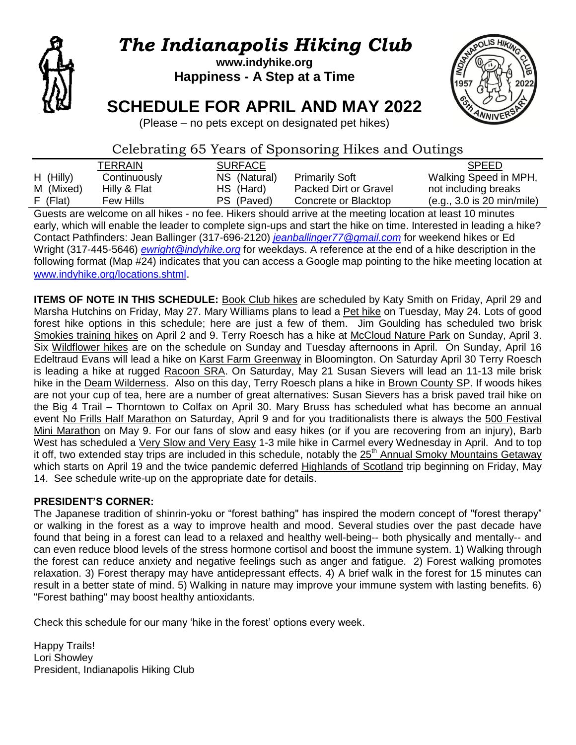# *The Indianapolis Hiking Club*

**www.indyhike.org**
**Happiness - A Step at a Time**

# SCHEDULE FOR APRIL AND MAY 2022

(Please – no pets except on designated pet hikes)

## Celebrating 65 Years of Sponsoring Hikes and Outings

| TERRAIN | | SURFACE | | SPEED |
|---|---|---|---|---|
| H (Hilly) | Continuously | NS (Natural) | Primarily Soft | Walking Speed in MPH, |
| M (Mixed) | Hilly & Flat | HS (Hard) | Packed Dirt or Gravel | not including breaks |
| F (Flat) | Few Hills | PS (Paved) | Concrete or Blacktop | (e.g., 3.0 is 20 min/mile) |

Guests are welcome on all hikes - no fee. Hikers should arrive at the meeting location at least 10 minutes early, which will enable the leader to complete sign-ups and start the hike on time. Interested in leading a hike? Contact Pathfinders: Jean Ballinger (317-696-2120) *jeanballinger77@gmail.com* for weekend hikes or Ed Wright (317-445-5646) *ewright@indyhike.org* for weekdays. A reference at the end of a hike description in the following format (Map #24) indicates that you can access a Google map pointing to the hike meeting location at www.indyhike.org/locations.shtml.

**ITEMS OF NOTE IN THIS SCHEDULE:** Book Club hikes are scheduled by Katy Smith on Friday, April 29 and Marsha Hutchins on Friday, May 27. Mary Williams plans to lead a Pet hike on Tuesday, May 24. Lots of good forest hike options in this schedule; here are just a few of them. Jim Goulding has scheduled two brisk Smokies training hikes on April 2 and 9. Terry Roesch has a hike at McCloud Nature Park on Sunday, April 3. Six Wildflower hikes are on the schedule on Sunday and Tuesday afternoons in April. On Sunday, April 16 Edeltraud Evans will lead a hike on Karst Farm Greenway in Bloomington. On Saturday April 30 Terry Roesch is leading a hike at rugged Racoon SRA. On Saturday, May 21 Susan Sievers will lead an 11-13 mile brisk hike in the Deam Wilderness. Also on this day, Terry Roesch plans a hike in Brown County SP. If woods hikes are not your cup of tea, here are a number of great alternatives: Susan Sievers has a brisk paved trail hike on the Big 4 Trail – Thorntown to Colfax on April 30. Mary Bruss has scheduled what has become an annual event No Frills Half Marathon on Saturday, April 9 and for you traditionalists there is always the 500 Festival Mini Marathon on May 9. For our fans of slow and easy hikes (or if you are recovering from an injury), Barb West has scheduled a Very Slow and Very Easy 1-3 mile hike in Carmel every Wednesday in April. And to top it off, two extended stay trips are included in this schedule, notably the 25th Annual Smoky Mountains Getaway which starts on April 19 and the twice pandemic deferred Highlands of Scotland trip beginning on Friday, May 14. See schedule write-up on the appropriate date for details.

**PRESIDENT'S CORNER:**

The Japanese tradition of shinrin-yoku or "forest bathing" has inspired the modern concept of "forest therapy" or walking in the forest as a way to improve health and mood. Several studies over the past decade have found that being in a forest can lead to a relaxed and healthy well-being-- both physically and mentally-- and can even reduce blood levels of the stress hormone cortisol and boost the immune system. 1) Walking through the forest can reduce anxiety and negative feelings such as anger and fatigue. 2) Forest walking promotes relaxation. 3) Forest therapy may have antidepressant effects. 4) A brief walk in the forest for 15 minutes can result in a better state of mind. 5) Walking in nature may improve your immune system with lasting benefits. 6) "Forest bathing" may boost healthy antioxidants.

Check this schedule for our many 'hike in the forest' options every week.

Happy Trails!
Lori Showley
President, Indianapolis Hiking Club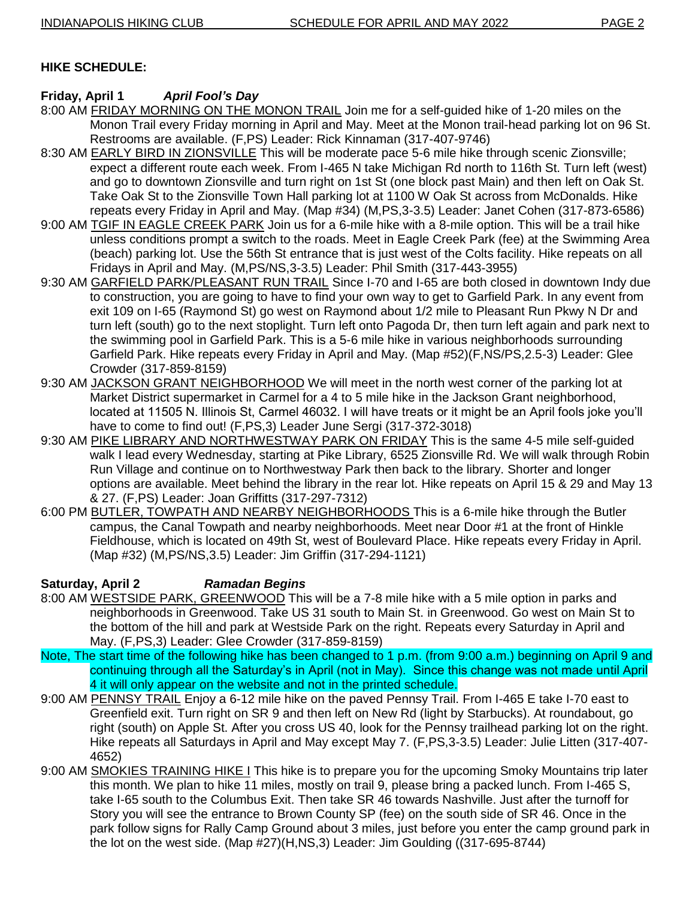## HIKE SCHEDULE:

**Friday, April 1** ***April Fool's Day***

8:00 AM FRIDAY MORNING ON THE MONON TRAIL Join me for a self-guided hike of 1-20 miles on the Monon Trail every Friday morning in April and May. Meet at the Monon trail-head parking lot on 96 St. Restrooms are available. (F,PS) Leader: Rick Kinnaman (317-407-9746)

8:30 AM EARLY BIRD IN ZIONSVILLE This will be moderate pace 5-6 mile hike through scenic Zionsville; expect a different route each week. From I-465 N take Michigan Rd north to 116th St. Turn left (west) and go to downtown Zionsville and turn right on 1st St (one block past Main) and then left on Oak St. Take Oak St to the Zionsville Town Hall parking lot at 1100 W Oak St across from McDonalds. Hike repeats every Friday in April and May. (Map #34) (M,PS,3-3.5) Leader: Janet Cohen (317-873-6586)

9:00 AM TGIF IN EAGLE CREEK PARK Join us for a 6-mile hike with a 8-mile option. This will be a trail hike unless conditions prompt a switch to the roads. Meet in Eagle Creek Park (fee) at the Swimming Area (beach) parking lot. Use the 56th St entrance that is just west of the Colts facility. Hike repeats on all Fridays in April and May. (M,PS/NS,3-3.5) Leader: Phil Smith (317-443-3955)

9:30 AM GARFIELD PARK/PLEASANT RUN TRAIL Since I-70 and I-65 are both closed in downtown Indy due to construction, you are going to have to find your own way to get to Garfield Park. In any event from exit 109 on I-65 (Raymond St) go west on Raymond about 1/2 mile to Pleasant Run Pkwy N Dr and turn left (south) go to the next stoplight. Turn left onto Pagoda Dr, then turn left again and park next to the swimming pool in Garfield Park. This is a 5-6 mile hike in various neighborhoods surrounding Garfield Park. Hike repeats every Friday in April and May. (Map #52)(F,NS/PS,2.5-3) Leader: Glee Crowder (317-859-8159)

9:30 AM JACKSON GRANT NEIGHBORHOOD We will meet in the north west corner of the parking lot at Market District supermarket in Carmel for a 4 to 5 mile hike in the Jackson Grant neighborhood, located at 11505 N. Illinois St, Carmel 46032. I will have treats or it might be an April fools joke you'll have to come to find out! (F,PS,3) Leader June Sergi (317-372-3018)

9:30 AM PIKE LIBRARY AND NORTHWESTWAY PARK ON FRIDAY This is the same 4-5 mile self-guided walk I lead every Wednesday, starting at Pike Library, 6525 Zionsville Rd. We will walk through Robin Run Village and continue on to Northwestway Park then back to the library. Shorter and longer options are available. Meet behind the library in the rear lot. Hike repeats on April 15 & 29 and May 13 & 27. (F,PS) Leader: Joan Griffitts (317-297-7312)

6:00 PM BUTLER, TOWPATH AND NEARBY NEIGHBORHOODS This is a 6-mile hike through the Butler campus, the Canal Towpath and nearby neighborhoods. Meet near Door #1 at the front of Hinkle Fieldhouse, which is located on 49th St, west of Boulevard Place. Hike repeats every Friday in April. (Map #32) (M,PS/NS,3.5) Leader: Jim Griffin (317-294-1121)

**Saturday, April 2** ***Ramadan Begins***

8:00 AM WESTSIDE PARK, GREENWOOD This will be a 7-8 mile hike with a 5 mile option in parks and neighborhoods in Greenwood. Take US 31 south to Main St. in Greenwood. Go west on Main St to the bottom of the hill and park at Westside Park on the right. Repeats every Saturday in April and May. (F,PS,3) Leader: Glee Crowder (317-859-8159)

Note, The start time of the following hike has been changed to 1 p.m. (from 9:00 a.m.) beginning on April 9 and continuing through all the Saturday's in April (not in May). Since this change was not made until April 4 it will only appear on the website and not in the printed schedule.

9:00 AM PENNSY TRAIL Enjoy a 6-12 mile hike on the paved Pennsy Trail. From I-465 E take I-70 east to Greenfield exit. Turn right on SR 9 and then left on New Rd (light by Starbucks). At roundabout, go right (south) on Apple St. After you cross US 40, look for the Pennsy trailhead parking lot on the right. Hike repeats all Saturdays in April and May except May 7. (F,PS,3-3.5) Leader: Julie Litten (317-407-4652)

9:00 AM SMOKIES TRAINING HIKE I This hike is to prepare you for the upcoming Smoky Mountains trip later this month. We plan to hike 11 miles, mostly on trail 9, please bring a packed lunch. From I-465 S, take I-65 south to the Columbus Exit. Then take SR 46 towards Nashville. Just after the turnoff for Story you will see the entrance to Brown County SP (fee) on the south side of SR 46. Once in the park follow signs for Rally Camp Ground about 3 miles, just before you enter the camp ground park in the lot on the west side. (Map #27)(H,NS,3) Leader: Jim Goulding ((317-695-8744)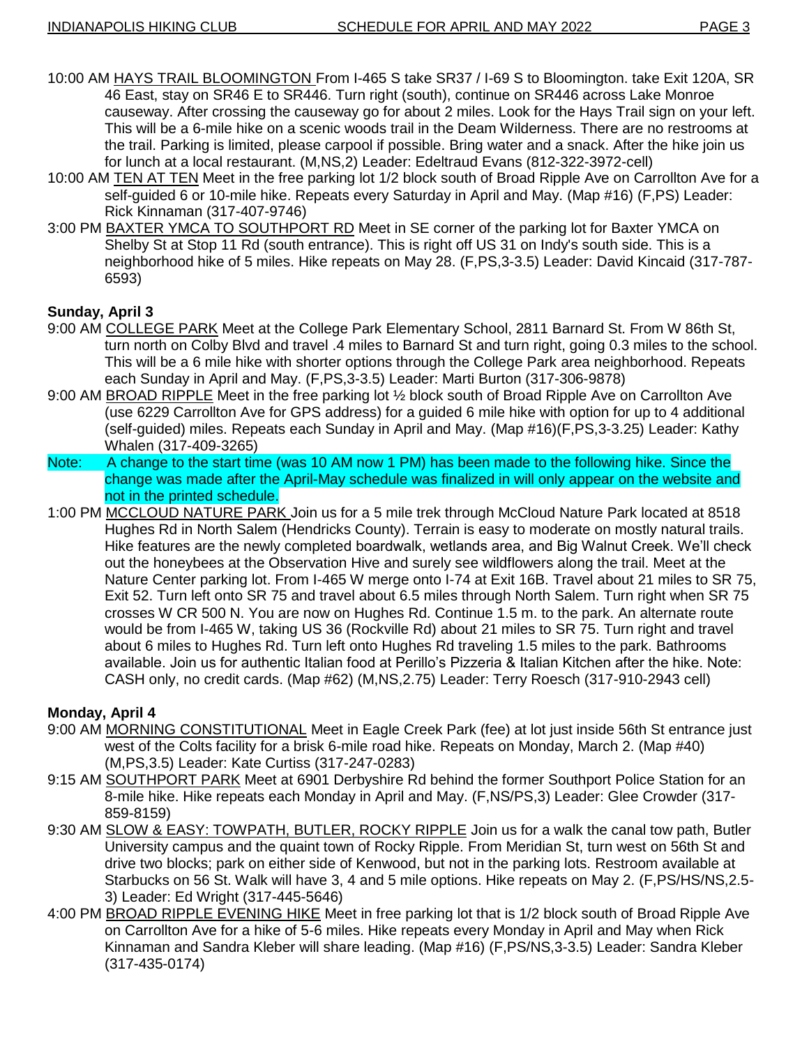10:00 AM <u>HAYS TRAIL BLOOMINGTON</u> From I-465 S take SR37 / I-69 S to Bloomington. take Exit 120A, SR 46 East, stay on SR46 E to SR446. Turn right (south), continue on SR446 across Lake Monroe causeway. After crossing the causeway go for about 2 miles. Look for the Hays Trail sign on your left. This will be a 6-mile hike on a scenic woods trail in the Deam Wilderness. There are no restrooms at the trail. Parking is limited, please carpool if possible. Bring water and a snack. After the hike join us for lunch at a local restaurant. (M,NS,2) Leader: Edeltraud Evans (812-322-3972-cell)

10:00 AM <u>TEN AT TEN</u> Meet in the free parking lot 1/2 block south of Broad Ripple Ave on Carrollton Ave for a self-guided 6 or 10-mile hike. Repeats every Saturday in April and May. (Map #16) (F,PS) Leader: Rick Kinnaman (317-407-9746)

3:00 PM <u>BAXTER YMCA TO SOUTHPORT RD</u> Meet in SE corner of the parking lot for Baxter YMCA on Shelby St at Stop 11 Rd (south entrance). This is right off US 31 on Indy's south side. This is a neighborhood hike of 5 miles. Hike repeats on May 28. (F,PS,3-3.5) Leader: David Kincaid (317-787-6593)

**Sunday, April 3**

9:00 AM <u>COLLEGE PARK</u> Meet at the College Park Elementary School, 2811 Barnard St. From W 86th St, turn north on Colby Blvd and travel .4 miles to Barnard St and turn right, going 0.3 miles to the school. This will be a 6 mile hike with shorter options through the College Park area neighborhood. Repeats each Sunday in April and May. (F,PS,3-3.5) Leader: Marti Burton (317-306-9878)

9:00 AM <u>BROAD RIPPLE</u> Meet in the free parking lot ½ block south of Broad Ripple Ave on Carrollton Ave (use 6229 Carrollton Ave for GPS address) for a guided 6 mile hike with option for up to 4 additional (self-guided) miles. Repeats each Sunday in April and May. (Map #16)(F,PS,3-3.25) Leader: Kathy Whalen (317-409-3265)

Note: A change to the start time (was 10 AM now 1 PM) has been made to the following hike. Since the change was made after the April-May schedule was finalized in will only appear on the website and not in the printed schedule.

1:00 PM <u>MCCLOUD NATURE PARK</u> Join us for a 5 mile trek through McCloud Nature Park located at 8518 Hughes Rd in North Salem (Hendricks County). Terrain is easy to moderate on mostly natural trails. Hike features are the newly completed boardwalk, wetlands area, and Big Walnut Creek. We'll check out the honeybees at the Observation Hive and surely see wildflowers along the trail. Meet at the Nature Center parking lot. From I-465 W merge onto I-74 at Exit 16B. Travel about 21 miles to SR 75, Exit 52. Turn left onto SR 75 and travel about 6.5 miles through North Salem. Turn right when SR 75 crosses W CR 500 N. You are now on Hughes Rd. Continue 1.5 m. to the park. An alternate route would be from I-465 W, taking US 36 (Rockville Rd) about 21 miles to SR 75. Turn right and travel about 6 miles to Hughes Rd. Turn left onto Hughes Rd traveling 1.5 miles to the park. Bathrooms available. Join us for authentic Italian food at Perillo's Pizzeria & Italian Kitchen after the hike. Note: CASH only, no credit cards. (Map #62) (M,NS,2.75) Leader: Terry Roesch (317-910-2943 cell)

**Monday, April 4**

9:00 AM <u>MORNING CONSTITUTIONAL</u> Meet in Eagle Creek Park (fee) at lot just inside 56th St entrance just west of the Colts facility for a brisk 6-mile road hike. Repeats on Monday, March 2. (Map #40) (M,PS,3.5) Leader: Kate Curtiss (317-247-0283)

9:15 AM <u>SOUTHPORT PARK</u> Meet at 6901 Derbyshire Rd behind the former Southport Police Station for an 8-mile hike. Hike repeats each Monday in April and May. (F,NS/PS,3) Leader: Glee Crowder (317-859-8159)

9:30 AM <u>SLOW & EASY: TOWPATH, BUTLER, ROCKY RIPPLE</u> Join us for a walk the canal tow path, Butler University campus and the quaint town of Rocky Ripple. From Meridian St, turn west on 56th St and drive two blocks; park on either side of Kenwood, but not in the parking lots. Restroom available at Starbucks on 56 St. Walk will have 3, 4 and 5 mile options. Hike repeats on May 2. (F,PS/HS/NS,2.5-3) Leader: Ed Wright (317-445-5646)

4:00 PM <u>BROAD RIPPLE EVENING HIKE</u> Meet in free parking lot that is 1/2 block south of Broad Ripple Ave on Carrollton Ave for a hike of 5-6 miles. Hike repeats every Monday in April and May when Rick Kinnaman and Sandra Kleber will share leading. (Map #16) (F,PS/NS,3-3.5) Leader: Sandra Kleber (317-435-0174)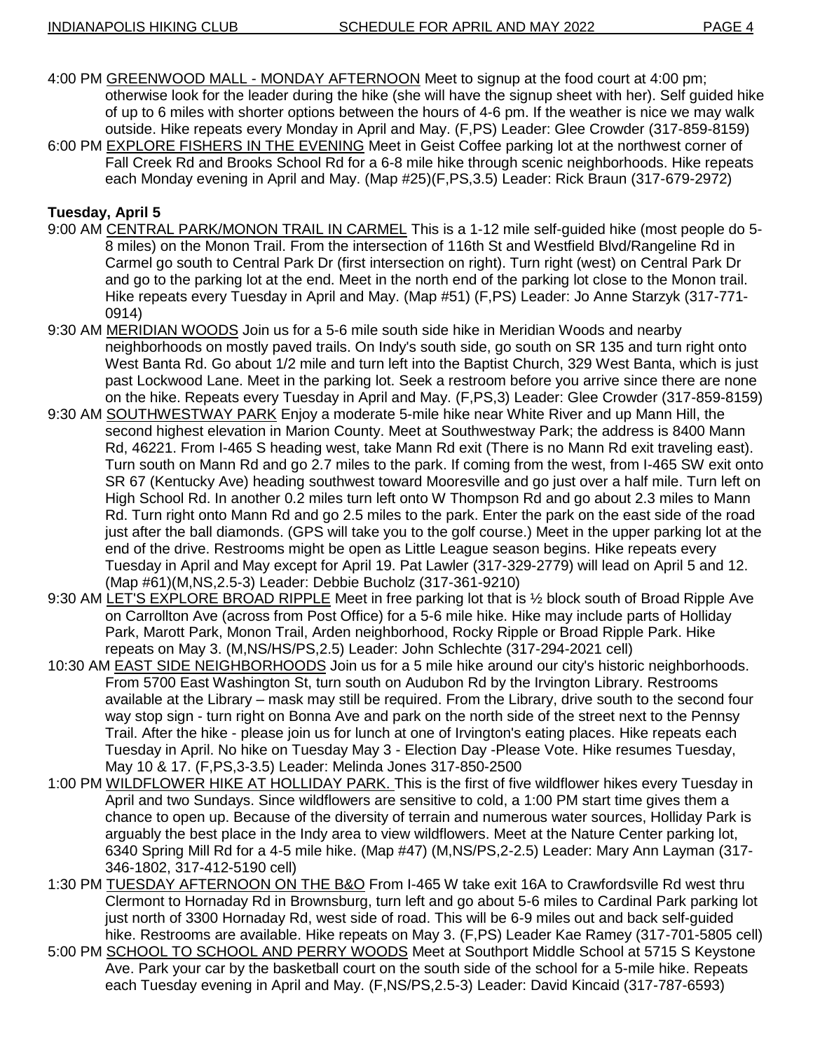4:00 PM <u>GREENWOOD MALL - MONDAY AFTERNOON</u> Meet to signup at the food court at 4:00 pm; otherwise look for the leader during the hike (she will have the signup sheet with her). Self guided hike of up to 6 miles with shorter options between the hours of 4-6 pm. If the weather is nice we may walk outside. Hike repeats every Monday in April and May. (F,PS) Leader: Glee Crowder (317-859-8159)

6:00 PM <u>EXPLORE FISHERS IN THE EVENING</u> Meet in Geist Coffee parking lot at the northwest corner of Fall Creek Rd and Brooks School Rd for a 6-8 mile hike through scenic neighborhoods. Hike repeats each Monday evening in April and May. (Map #25)(F,PS,3.5) Leader: Rick Braun (317-679-2972)

**Tuesday, April 5**

9:00 AM <u>CENTRAL PARK/MONON TRAIL IN CARMEL</u> This is a 1-12 mile self-guided hike (most people do 5-8 miles) on the Monon Trail. From the intersection of 116th St and Westfield Blvd/Rangeline Rd in Carmel go south to Central Park Dr (first intersection on right). Turn right (west) on Central Park Dr and go to the parking lot at the end. Meet in the north end of the parking lot close to the Monon trail. Hike repeats every Tuesday in April and May. (Map #51) (F,PS) Leader: Jo Anne Starzyk (317-771-0914)

9:30 AM <u>MERIDIAN WOODS</u> Join us for a 5-6 mile south side hike in Meridian Woods and nearby neighborhoods on mostly paved trails. On Indy's south side, go south on SR 135 and turn right onto West Banta Rd. Go about 1/2 mile and turn left into the Baptist Church, 329 West Banta, which is just past Lockwood Lane. Meet in the parking lot. Seek a restroom before you arrive since there are none on the hike. Repeats every Tuesday in April and May. (F,PS,3) Leader: Glee Crowder (317-859-8159)

9:30 AM <u>SOUTHWESTWAY PARK</u> Enjoy a moderate 5-mile hike near White River and up Mann Hill, the second highest elevation in Marion County. Meet at Southwestway Park; the address is 8400 Mann Rd, 46221. From I-465 S heading west, take Mann Rd exit (There is no Mann Rd exit traveling east). Turn south on Mann Rd and go 2.7 miles to the park. If coming from the west, from I-465 SW exit onto SR 67 (Kentucky Ave) heading southwest toward Mooresville and go just over a half mile. Turn left on High School Rd. In another 0.2 miles turn left onto W Thompson Rd and go about 2.3 miles to Mann Rd. Turn right onto Mann Rd and go 2.5 miles to the park. Enter the park on the east side of the road just after the ball diamonds. (GPS will take you to the golf course.) Meet in the upper parking lot at the end of the drive. Restrooms might be open as Little League season begins. Hike repeats every Tuesday in April and May except for April 19. Pat Lawler (317-329-2779) will lead on April 5 and 12. (Map #61)(M,NS,2.5-3) Leader: Debbie Bucholz (317-361-9210)

9:30 AM <u>LET'S EXPLORE BROAD RIPPLE</u> Meet in free parking lot that is ½ block south of Broad Ripple Ave on Carrollton Ave (across from Post Office) for a 5-6 mile hike. Hike may include parts of Holliday Park, Marott Park, Monon Trail, Arden neighborhood, Rocky Ripple or Broad Ripple Park. Hike repeats on May 3. (M,NS/HS/PS,2.5) Leader: John Schlechte (317-294-2021 cell)

10:30 AM <u>EAST SIDE NEIGHBORHOODS</u> Join us for a 5 mile hike around our city's historic neighborhoods. From 5700 East Washington St, turn south on Audubon Rd by the Irvington Library. Restrooms available at the Library – mask may still be required. From the Library, drive south to the second four way stop sign - turn right on Bonna Ave and park on the north side of the street next to the Pennsy Trail. After the hike - please join us for lunch at one of Irvington's eating places. Hike repeats each Tuesday in April. No hike on Tuesday May 3 - Election Day -Please Vote. Hike resumes Tuesday, May 10 & 17. (F,PS,3-3.5) Leader: Melinda Jones 317-850-2500

1:00 PM <u>WILDFLOWER HIKE AT HOLLIDAY PARK.</u> This is the first of five wildflower hikes every Tuesday in April and two Sundays. Since wildflowers are sensitive to cold, a 1:00 PM start time gives them a chance to open up. Because of the diversity of terrain and numerous water sources, Holliday Park is arguably the best place in the Indy area to view wildflowers. Meet at the Nature Center parking lot, 6340 Spring Mill Rd for a 4-5 mile hike. (Map #47) (M,NS/PS,2-2.5) Leader: Mary Ann Layman (317-346-1802, 317-412-5190 cell)

1:30 PM <u>TUESDAY AFTERNOON ON THE B&O</u> From I-465 W take exit 16A to Crawfordsville Rd west thru Clermont to Hornaday Rd in Brownsburg, turn left and go about 5-6 miles to Cardinal Park parking lot just north of 3300 Hornaday Rd, west side of road. This will be 6-9 miles out and back self-guided hike. Restrooms are available. Hike repeats on May 3. (F,PS) Leader Kae Ramey (317-701-5805 cell)

5:00 PM <u>SCHOOL TO SCHOOL AND PERRY WOODS</u> Meet at Southport Middle School at 5715 S Keystone Ave. Park your car by the basketball court on the south side of the school for a 5-mile hike. Repeats each Tuesday evening in April and May. (F,NS/PS,2.5-3) Leader: David Kincaid (317-787-6593)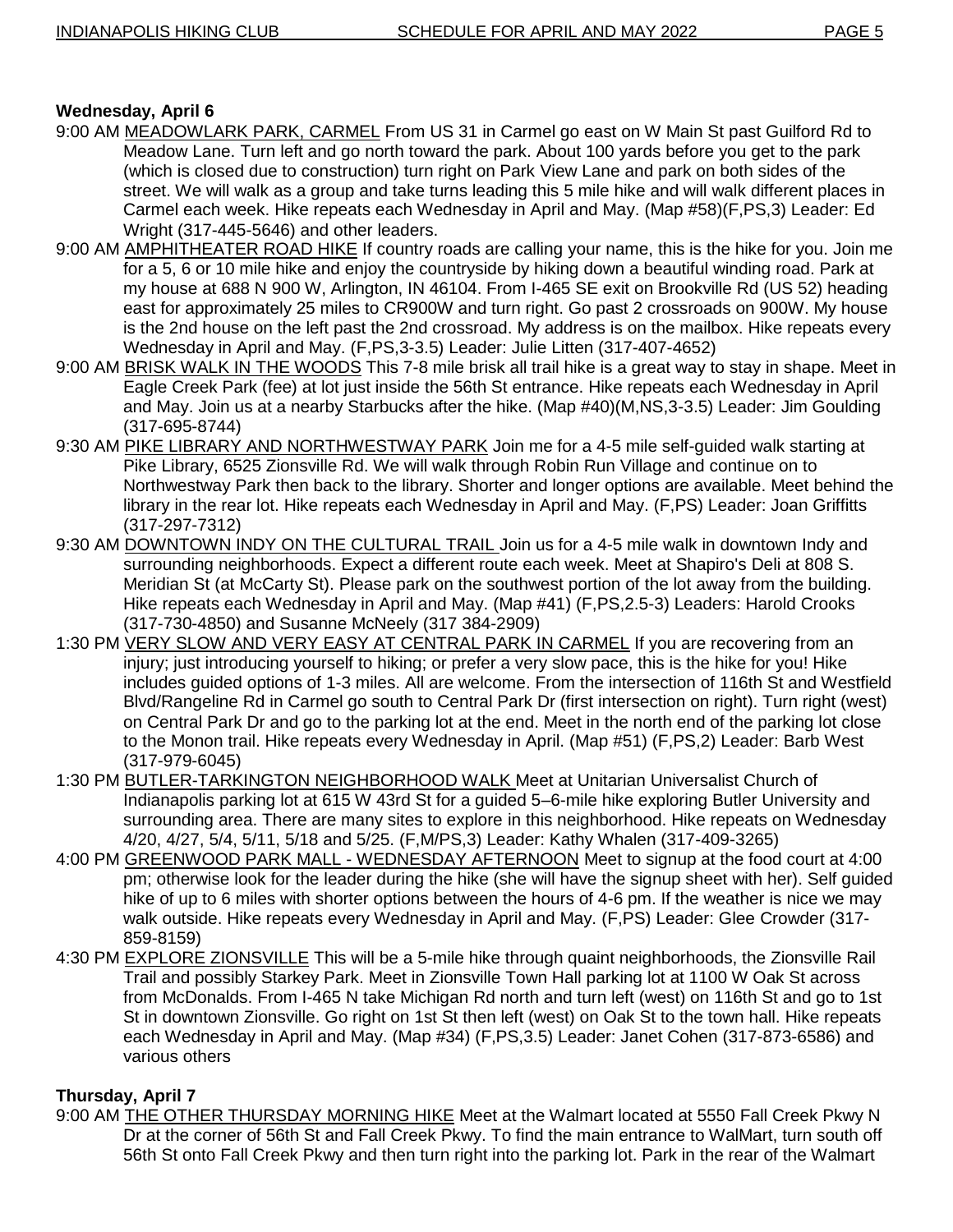**Wednesday, April 6**

9:00 AM MEADOWLARK PARK, CARMEL From US 31 in Carmel go east on W Main St past Guilford Rd to Meadow Lane. Turn left and go north toward the park. About 100 yards before you get to the park (which is closed due to construction) turn right on Park View Lane and park on both sides of the street. We will walk as a group and take turns leading this 5 mile hike and will walk different places in Carmel each week. Hike repeats each Wednesday in April and May. (Map #58)(F,PS,3) Leader: Ed Wright (317-445-5646) and other leaders.

9:00 AM AMPHITHEATER ROAD HIKE If country roads are calling your name, this is the hike for you. Join me for a 5, 6 or 10 mile hike and enjoy the countryside by hiking down a beautiful winding road. Park at my house at 688 N 900 W, Arlington, IN 46104. From I-465 SE exit on Brookville Rd (US 52) heading east for approximately 25 miles to CR900W and turn right. Go past 2 crossroads on 900W. My house is the 2nd house on the left past the 2nd crossroad. My address is on the mailbox. Hike repeats every Wednesday in April and May. (F,PS,3-3.5) Leader: Julie Litten (317-407-4652)

9:00 AM BRISK WALK IN THE WOODS This 7-8 mile brisk all trail hike is a great way to stay in shape. Meet in Eagle Creek Park (fee) at lot just inside the 56th St entrance. Hike repeats each Wednesday in April and May. Join us at a nearby Starbucks after the hike. (Map #40)(M,NS,3-3.5) Leader: Jim Goulding (317-695-8744)

9:30 AM PIKE LIBRARY AND NORTHWESTWAY PARK Join me for a 4-5 mile self-guided walk starting at Pike Library, 6525 Zionsville Rd. We will walk through Robin Run Village and continue on to Northwestway Park then back to the library. Shorter and longer options are available. Meet behind the library in the rear lot. Hike repeats each Wednesday in April and May. (F,PS) Leader: Joan Griffitts (317-297-7312)

9:30 AM DOWNTOWN INDY ON THE CULTURAL TRAIL Join us for a 4-5 mile walk in downtown Indy and surrounding neighborhoods. Expect a different route each week. Meet at Shapiro's Deli at 808 S. Meridian St (at McCarty St). Please park on the southwest portion of the lot away from the building. Hike repeats each Wednesday in April and May. (Map #41) (F,PS,2.5-3) Leaders: Harold Crooks (317-730-4850) and Susanne McNeely (317 384-2909)

1:30 PM VERY SLOW AND VERY EASY AT CENTRAL PARK IN CARMEL If you are recovering from an injury; just introducing yourself to hiking; or prefer a very slow pace, this is the hike for you! Hike includes guided options of 1-3 miles. All are welcome. From the intersection of 116th St and Westfield Blvd/Rangeline Rd in Carmel go south to Central Park Dr (first intersection on right). Turn right (west) on Central Park Dr and go to the parking lot at the end. Meet in the north end of the parking lot close to the Monon trail. Hike repeats every Wednesday in April. (Map #51) (F,PS,2) Leader: Barb West (317-979-6045)

1:30 PM BUTLER-TARKINGTON NEIGHBORHOOD WALK Meet at Unitarian Universalist Church of Indianapolis parking lot at 615 W 43rd St for a guided 5–6-mile hike exploring Butler University and surrounding area. There are many sites to explore in this neighborhood. Hike repeats on Wednesday 4/20, 4/27, 5/4, 5/11, 5/18 and 5/25. (F,M/PS,3) Leader: Kathy Whalen (317-409-3265)

4:00 PM GREENWOOD PARK MALL - WEDNESDAY AFTERNOON Meet to signup at the food court at 4:00 pm; otherwise look for the leader during the hike (she will have the signup sheet with her). Self guided hike of up to 6 miles with shorter options between the hours of 4-6 pm. If the weather is nice we may walk outside. Hike repeats every Wednesday in April and May. (F,PS) Leader: Glee Crowder (317-859-8159)

4:30 PM EXPLORE ZIONSVILLE This will be a 5-mile hike through quaint neighborhoods, the Zionsville Rail Trail and possibly Starkey Park. Meet in Zionsville Town Hall parking lot at 1100 W Oak St across from McDonalds. From I-465 N take Michigan Rd north and turn left (west) on 116th St and go to 1st St in downtown Zionsville. Go right on 1st St then left (west) on Oak St to the town hall. Hike repeats each Wednesday in April and May. (Map #34) (F,PS,3.5) Leader: Janet Cohen (317-873-6586) and various others

**Thursday, April 7**

9:00 AM THE OTHER THURSDAY MORNING HIKE Meet at the Walmart located at 5550 Fall Creek Pkwy N Dr at the corner of 56th St and Fall Creek Pkwy. To find the main entrance to WalMart, turn south off 56th St onto Fall Creek Pkwy and then turn right into the parking lot. Park in the rear of the Walmart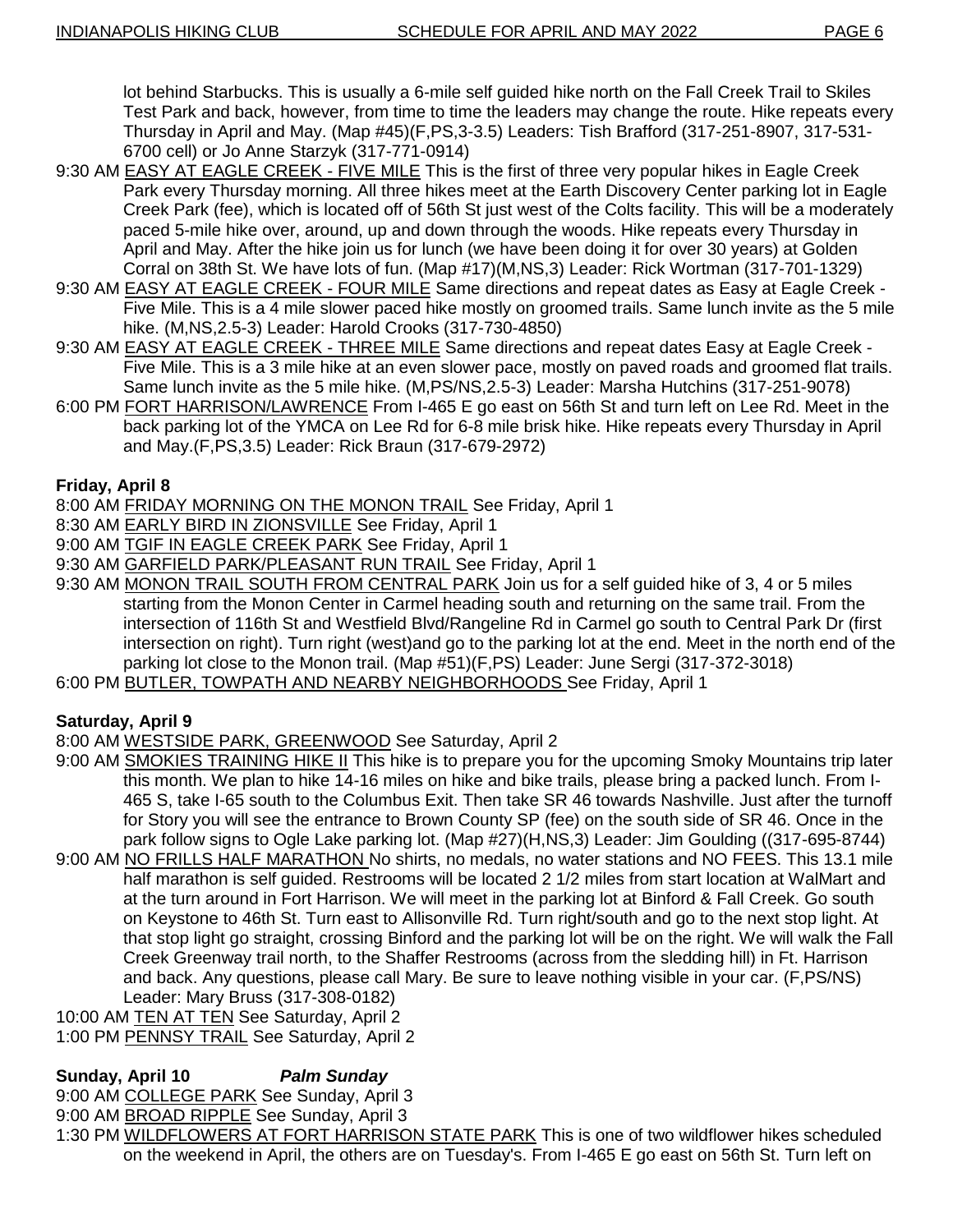lot behind Starbucks. This is usually a 6-mile self guided hike north on the Fall Creek Trail to Skiles Test Park and back, however, from time to time the leaders may change the route. Hike repeats every Thursday in April and May. (Map #45)(F,PS,3-3.5) Leaders: Tish Brafford (317-251-8907, 317-531-6700 cell) or Jo Anne Starzyk (317-771-0914)

9:30 AM EASY AT EAGLE CREEK - FIVE MILE This is the first of three very popular hikes in Eagle Creek Park every Thursday morning. All three hikes meet at the Earth Discovery Center parking lot in Eagle Creek Park (fee), which is located off of 56th St just west of the Colts facility. This will be a moderately paced 5-mile hike over, around, up and down through the woods. Hike repeats every Thursday in April and May. After the hike join us for lunch (we have been doing it for over 30 years) at Golden Corral on 38th St. We have lots of fun. (Map #17)(M,NS,3) Leader: Rick Wortman (317-701-1329)

9:30 AM EASY AT EAGLE CREEK - FOUR MILE Same directions and repeat dates as Easy at Eagle Creek - Five Mile. This is a 4 mile slower paced hike mostly on groomed trails. Same lunch invite as the 5 mile hike. (M,NS,2.5-3) Leader: Harold Crooks (317-730-4850)

9:30 AM EASY AT EAGLE CREEK - THREE MILE Same directions and repeat dates Easy at Eagle Creek - Five Mile. This is a 3 mile hike at an even slower pace, mostly on paved roads and groomed flat trails. Same lunch invite as the 5 mile hike. (M,PS/NS,2.5-3) Leader: Marsha Hutchins (317-251-9078)

6:00 PM FORT HARRISON/LAWRENCE From I-465 E go east on 56th St and turn left on Lee Rd. Meet in the back parking lot of the YMCA on Lee Rd for 6-8 mile brisk hike. Hike repeats every Thursday in April and May.(F,PS,3.5) Leader: Rick Braun (317-679-2972)

**Friday, April 8**

8:00 AM FRIDAY MORNING ON THE MONON TRAIL See Friday, April 1

8:30 AM EARLY BIRD IN ZIONSVILLE See Friday, April 1

9:00 AM TGIF IN EAGLE CREEK PARK See Friday, April 1

9:30 AM GARFIELD PARK/PLEASANT RUN TRAIL See Friday, April 1

9:30 AM MONON TRAIL SOUTH FROM CENTRAL PARK Join us for a self guided hike of 3, 4 or 5 miles starting from the Monon Center in Carmel heading south and returning on the same trail. From the intersection of 116th St and Westfield Blvd/Rangeline Rd in Carmel go south to Central Park Dr (first intersection on right). Turn right (west)and go to the parking lot at the end. Meet in the north end of the parking lot close to the Monon trail. (Map #51)(F,PS) Leader: June Sergi (317-372-3018)

6:00 PM BUTLER, TOWPATH AND NEARBY NEIGHBORHOODS See Friday, April 1

**Saturday, April 9**

8:00 AM WESTSIDE PARK, GREENWOOD See Saturday, April 2

9:00 AM SMOKIES TRAINING HIKE II This hike is to prepare you for the upcoming Smoky Mountains trip later this month. We plan to hike 14-16 miles on hike and bike trails, please bring a packed lunch. From I-465 S, take I-65 south to the Columbus Exit. Then take SR 46 towards Nashville. Just after the turnoff for Story you will see the entrance to Brown County SP (fee) on the south side of SR 46. Once in the park follow signs to Ogle Lake parking lot. (Map #27)(H,NS,3) Leader: Jim Goulding ((317-695-8744)

9:00 AM NO FRILLS HALF MARATHON No shirts, no medals, no water stations and NO FEES. This 13.1 mile half marathon is self guided. Restrooms will be located 2 1/2 miles from start location at WalMart and at the turn around in Fort Harrison. We will meet in the parking lot at Binford & Fall Creek. Go south on Keystone to 46th St. Turn east to Allisonville Rd. Turn right/south and go to the next stop light. At that stop light go straight, crossing Binford and the parking lot will be on the right. We will walk the Fall Creek Greenway trail north, to the Shaffer Restrooms (across from the sledding hill) in Ft. Harrison and back. Any questions, please call Mary. Be sure to leave nothing visible in your car. (F,PS/NS) Leader: Mary Bruss (317-308-0182)

10:00 AM TEN AT TEN See Saturday, April 2

1:00 PM PENNSY TRAIL See Saturday, April 2

**Sunday, April 10** ***Palm Sunday***

9:00 AM COLLEGE PARK See Sunday, April 3

9:00 AM BROAD RIPPLE See Sunday, April 3

1:30 PM WILDFLOWERS AT FORT HARRISON STATE PARK This is one of two wildflower hikes scheduled on the weekend in April, the others are on Tuesday's. From I-465 E go east on 56th St. Turn left on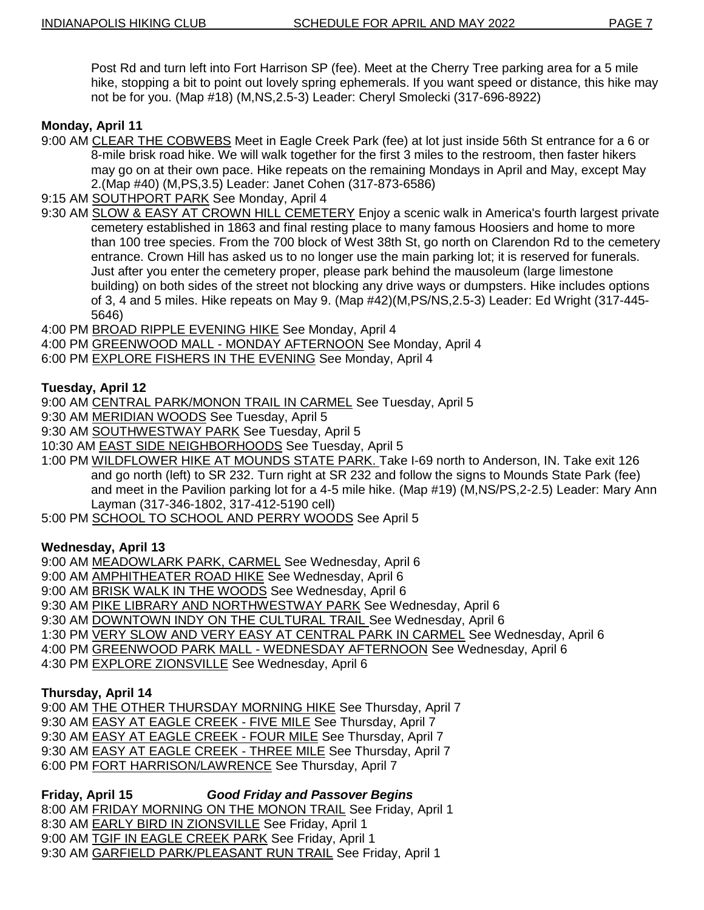Post Rd and turn left into Fort Harrison SP (fee). Meet at the Cherry Tree parking area for a 5 mile hike, stopping a bit to point out lovely spring ephemerals. If you want speed or distance, this hike may not be for you. (Map #18) (M,NS,2.5-3) Leader: Cheryl Smolecki (317-696-8922)

**Monday, April 11**

9:00 AM CLEAR THE COBWEBS Meet in Eagle Creek Park (fee) at lot just inside 56th St entrance for a 6 or 8-mile brisk road hike. We will walk together for the first 3 miles to the restroom, then faster hikers may go on at their own pace. Hike repeats on the remaining Mondays in April and May, except May 2.(Map #40) (M,PS,3.5) Leader: Janet Cohen (317-873-6586)

9:15 AM SOUTHPORT PARK See Monday, April 4

9:30 AM SLOW & EASY AT CROWN HILL CEMETERY Enjoy a scenic walk in America's fourth largest private cemetery established in 1863 and final resting place to many famous Hoosiers and home to more than 100 tree species. From the 700 block of West 38th St, go north on Clarendon Rd to the cemetery entrance. Crown Hill has asked us to no longer use the main parking lot; it is reserved for funerals. Just after you enter the cemetery proper, please park behind the mausoleum (large limestone building) on both sides of the street not blocking any drive ways or dumpsters. Hike includes options of 3, 4 and 5 miles. Hike repeats on May 9. (Map #42)(M,PS/NS,2.5-3) Leader: Ed Wright (317-445-5646)

4:00 PM BROAD RIPPLE EVENING HIKE See Monday, April 4

4:00 PM GREENWOOD MALL - MONDAY AFTERNOON See Monday, April 4

6:00 PM EXPLORE FISHERS IN THE EVENING See Monday, April 4

**Tuesday, April 12**

9:00 AM CENTRAL PARK/MONON TRAIL IN CARMEL See Tuesday, April 5

9:30 AM MERIDIAN WOODS See Tuesday, April 5

9:30 AM SOUTHWESTWAY PARK See Tuesday, April 5

10:30 AM EAST SIDE NEIGHBORHOODS See Tuesday, April 5

1:00 PM WILDFLOWER HIKE AT MOUNDS STATE PARK. Take I-69 north to Anderson, IN. Take exit 126 and go north (left) to SR 232. Turn right at SR 232 and follow the signs to Mounds State Park (fee) and meet in the Pavilion parking lot for a 4-5 mile hike. (Map #19) (M,NS/PS,2-2.5) Leader: Mary Ann Layman (317-346-1802, 317-412-5190 cell)

5:00 PM SCHOOL TO SCHOOL AND PERRY WOODS See April 5

**Wednesday, April 13**

9:00 AM MEADOWLARK PARK, CARMEL See Wednesday, April 6

9:00 AM AMPHITHEATER ROAD HIKE See Wednesday, April 6

9:00 AM BRISK WALK IN THE WOODS See Wednesday, April 6

9:30 AM PIKE LIBRARY AND NORTHWESTWAY PARK See Wednesday, April 6

9:30 AM DOWNTOWN INDY ON THE CULTURAL TRAIL See Wednesday, April 6

1:30 PM VERY SLOW AND VERY EASY AT CENTRAL PARK IN CARMEL See Wednesday, April 6

4:00 PM GREENWOOD PARK MALL - WEDNESDAY AFTERNOON See Wednesday, April 6

4:30 PM EXPLORE ZIONSVILLE See Wednesday, April 6

**Thursday, April 14**

9:00 AM THE OTHER THURSDAY MORNING HIKE See Thursday, April 7

9:30 AM EASY AT EAGLE CREEK - FIVE MILE See Thursday, April 7

9:30 AM EASY AT EAGLE CREEK - FOUR MILE See Thursday, April 7

9:30 AM EASY AT EAGLE CREEK - THREE MILE See Thursday, April 7

6:00 PM FORT HARRISON/LAWRENCE See Thursday, April 7

**Friday, April 15** ***Good Friday and Passover Begins***

8:00 AM FRIDAY MORNING ON THE MONON TRAIL See Friday, April 1

8:30 AM EARLY BIRD IN ZIONSVILLE See Friday, April 1

9:00 AM TGIF IN EAGLE CREEK PARK See Friday, April 1

9:30 AM GARFIELD PARK/PLEASANT RUN TRAIL See Friday, April 1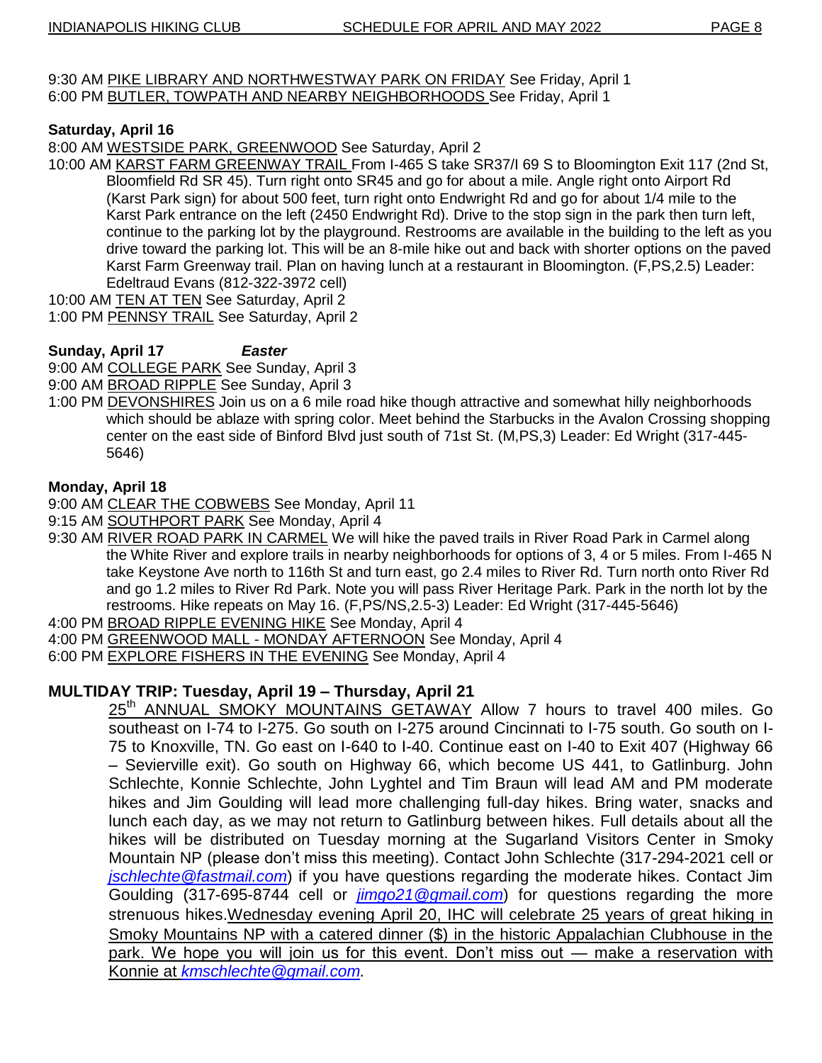9:30 AM PIKE LIBRARY AND NORTHWESTWAY PARK ON FRIDAY See Friday, April 1
6:00 PM BUTLER, TOWPATH AND NEARBY NEIGHBORHOODS See Friday, April 1

**Saturday, April 16**

8:00 AM WESTSIDE PARK, GREENWOOD See Saturday, April 2

10:00 AM KARST FARM GREENWAY TRAIL From I-465 S take SR37/I 69 S to Bloomington Exit 117 (2nd St, Bloomfield Rd SR 45). Turn right onto SR45 and go for about a mile. Angle right onto Airport Rd (Karst Park sign) for about 500 feet, turn right onto Endwright Rd and go for about 1/4 mile to the Karst Park entrance on the left (2450 Endwright Rd). Drive to the stop sign in the park then turn left, continue to the parking lot by the playground. Restrooms are available in the building to the left as you drive toward the parking lot. This will be an 8-mile hike out and back with shorter options on the paved Karst Farm Greenway trail. Plan on having lunch at a restaurant in Bloomington. (F,PS,2.5) Leader: Edeltraud Evans (812-322-3972 cell)

10:00 AM TEN AT TEN See Saturday, April 2
1:00 PM PENNSY TRAIL See Saturday, April 2

**Sunday, April 17** ***Easter***

9:00 AM COLLEGE PARK See Sunday, April 3
9:00 AM BROAD RIPPLE See Sunday, April 3

1:00 PM DEVONSHIRES Join us on a 6 mile road hike though attractive and somewhat hilly neighborhoods which should be ablaze with spring color. Meet behind the Starbucks in the Avalon Crossing shopping center on the east side of Binford Blvd just south of 71st St. (M,PS,3) Leader: Ed Wright (317-445-5646)

**Monday, April 18**

9:00 AM CLEAR THE COBWEBS See Monday, April 11
9:15 AM SOUTHPORT PARK See Monday, April 4

9:30 AM RIVER ROAD PARK IN CARMEL We will hike the paved trails in River Road Park in Carmel along the White River and explore trails in nearby neighborhoods for options of 3, 4 or 5 miles. From I-465 N take Keystone Ave north to 116th St and turn east, go 2.4 miles to River Rd. Turn north onto River Rd and go 1.2 miles to River Rd Park. Note you will pass River Heritage Park. Park in the north lot by the restrooms. Hike repeats on May 16. (F,PS/NS,2.5-3) Leader: Ed Wright (317-445-5646)

4:00 PM BROAD RIPPLE EVENING HIKE See Monday, April 4
4:00 PM GREENWOOD MALL - MONDAY AFTERNOON See Monday, April 4
6:00 PM EXPLORE FISHERS IN THE EVENING See Monday, April 4

**MULTIDAY TRIP: Tuesday, April 19 – Thursday, April 21**

25th ANNUAL SMOKY MOUNTAINS GETAWAY Allow 7 hours to travel 400 miles. Go southeast on I-74 to I-275. Go south on I-275 around Cincinnati to I-75 south. Go south on I-75 to Knoxville, TN. Go east on I-640 to I-40. Continue east on I-40 to Exit 407 (Highway 66 – Sevierville exit). Go south on Highway 66, which become US 441, to Gatlinburg. John Schlechte, Konnie Schlechte, John Lyghtel and Tim Braun will lead AM and PM moderate hikes and Jim Goulding will lead more challenging full-day hikes. Bring water, snacks and lunch each day, as we may not return to Gatlinburg between hikes. Full details about all the hikes will be distributed on Tuesday morning at the Sugarland Visitors Center in Smoky Mountain NP (please don't miss this meeting). Contact John Schlechte (317-294-2021 cell or *jschlechte@fastmail.com*) if you have questions regarding the moderate hikes. Contact Jim Goulding (317-695-8744 cell or *jimgo21@gmail.com*) for questions regarding the more strenuous hikes. Wednesday evening April 20, IHC will celebrate 25 years of great hiking in Smoky Mountains NP with a catered dinner ($) in the historic Appalachian Clubhouse in the park. We hope you will join us for this event. Don't miss out — make a reservation with Konnie at *kmschlechte@gmail.com*.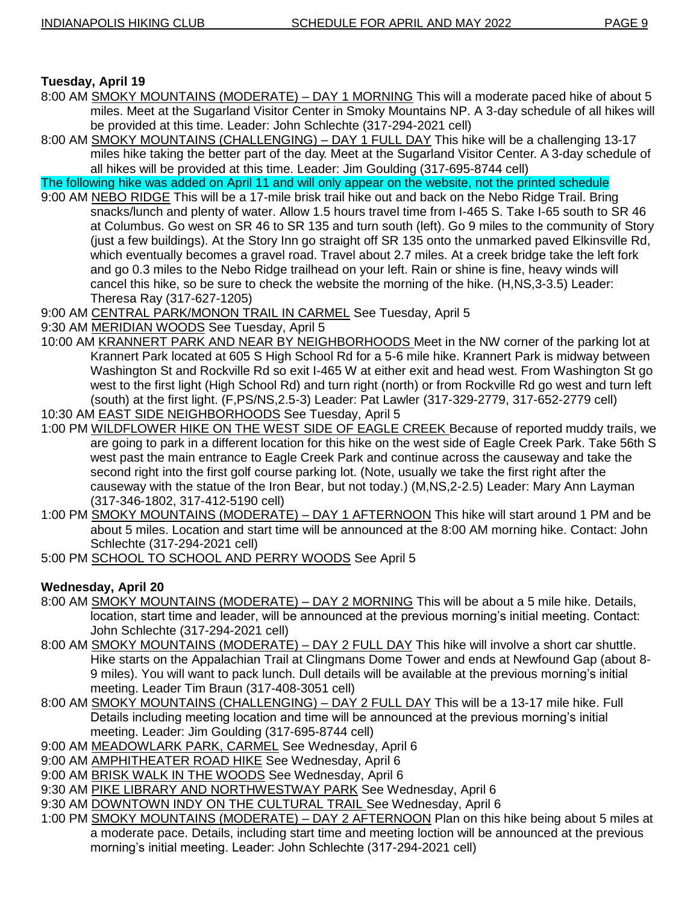**Tuesday, April 19**

8:00 AM SMOKY MOUNTAINS (MODERATE) – DAY 1 MORNING This will a moderate paced hike of about 5 miles. Meet at the Sugarland Visitor Center in Smoky Mountains NP. A 3-day schedule of all hikes will be provided at this time. Leader: John Schlechte (317-294-2021 cell)

8:00 AM SMOKY MOUNTAINS (CHALLENGING) – DAY 1 FULL DAY This hike will be a challenging 13-17 miles hike taking the better part of the day. Meet at the Sugarland Visitor Center. A 3-day schedule of all hikes will be provided at this time. Leader: Jim Goulding (317-695-8744 cell)

The following hike was added on April 11 and will only appear on the website, not the printed schedule

9:00 AM NEBO RIDGE This will be a 17-mile brisk trail hike out and back on the Nebo Ridge Trail. Bring snacks/lunch and plenty of water. Allow 1.5 hours travel time from I-465 S. Take I-65 south to SR 46 at Columbus. Go west on SR 46 to SR 135 and turn south (left). Go 9 miles to the community of Story (just a few buildings). At the Story Inn go straight off SR 135 onto the unmarked paved Elkinsville Rd, which eventually becomes a gravel road. Travel about 2.7 miles. At a creek bridge take the left fork and go 0.3 miles to the Nebo Ridge trailhead on your left. Rain or shine is fine, heavy winds will cancel this hike, so be sure to check the website the morning of the hike. (H,NS,3-3.5) Leader: Theresa Ray (317-627-1205)

9:00 AM CENTRAL PARK/MONON TRAIL IN CARMEL See Tuesday, April 5

9:30 AM MERIDIAN WOODS See Tuesday, April 5

10:00 AM KRANNERT PARK AND NEAR BY NEIGHBORHOODS Meet in the NW corner of the parking lot at Krannert Park located at 605 S High School Rd for a 5-6 mile hike. Krannert Park is midway between Washington St and Rockville Rd so exit I-465 W at either exit and head west. From Washington St go west to the first light (High School Rd) and turn right (north) or from Rockville Rd go west and turn left (south) at the first light. (F,PS/NS,2.5-3) Leader: Pat Lawler (317-329-2779, 317-652-2779 cell)

10:30 AM EAST SIDE NEIGHBORHOODS See Tuesday, April 5

1:00 PM WILDFLOWER HIKE ON THE WEST SIDE OF EAGLE CREEK Because of reported muddy trails, we are going to park in a different location for this hike on the west side of Eagle Creek Park. Take 56th S west past the main entrance to Eagle Creek Park and continue across the causeway and take the second right into the first golf course parking lot. (Note, usually we take the first right after the causeway with the statue of the Iron Bear, but not today.) (M,NS,2-2.5) Leader: Mary Ann Layman (317-346-1802, 317-412-5190 cell)

1:00 PM SMOKY MOUNTAINS (MODERATE) – DAY 1 AFTERNOON This hike will start around 1 PM and be about 5 miles. Location and start time will be announced at the 8:00 AM morning hike. Contact: John Schlechte (317-294-2021 cell)

5:00 PM SCHOOL TO SCHOOL AND PERRY WOODS See April 5

**Wednesday, April 20**

8:00 AM SMOKY MOUNTAINS (MODERATE) – DAY 2 MORNING This will be about a 5 mile hike. Details, location, start time and leader, will be announced at the previous morning's initial meeting. Contact: John Schlechte (317-294-2021 cell)

8:00 AM SMOKY MOUNTAINS (MODERATE) – DAY 2 FULL DAY This hike will involve a short car shuttle. Hike starts on the Appalachian Trail at Clingmans Dome Tower and ends at Newfound Gap (about 8-9 miles). You will want to pack lunch. Dull details will be available at the previous morning's initial meeting. Leader Tim Braun (317-408-3051 cell)

8:00 AM SMOKY MOUNTAINS (CHALLENGING) – DAY 2 FULL DAY This will be a 13-17 mile hike. Full Details including meeting location and time will be announced at the previous morning's initial meeting. Leader: Jim Goulding (317-695-8744 cell)

9:00 AM MEADOWLARK PARK, CARMEL See Wednesday, April 6

9:00 AM AMPHITHEATER ROAD HIKE See Wednesday, April 6

9:00 AM BRISK WALK IN THE WOODS See Wednesday, April 6

9:30 AM PIKE LIBRARY AND NORTHWESTWAY PARK See Wednesday, April 6

9:30 AM DOWNTOWN INDY ON THE CULTURAL TRAIL See Wednesday, April 6

1:00 PM SMOKY MOUNTAINS (MODERATE) – DAY 2 AFTERNOON Plan on this hike being about 5 miles at a moderate pace. Details, including start time and meeting loction will be announced at the previous morning's initial meeting. Leader: John Schlechte (317-294-2021 cell)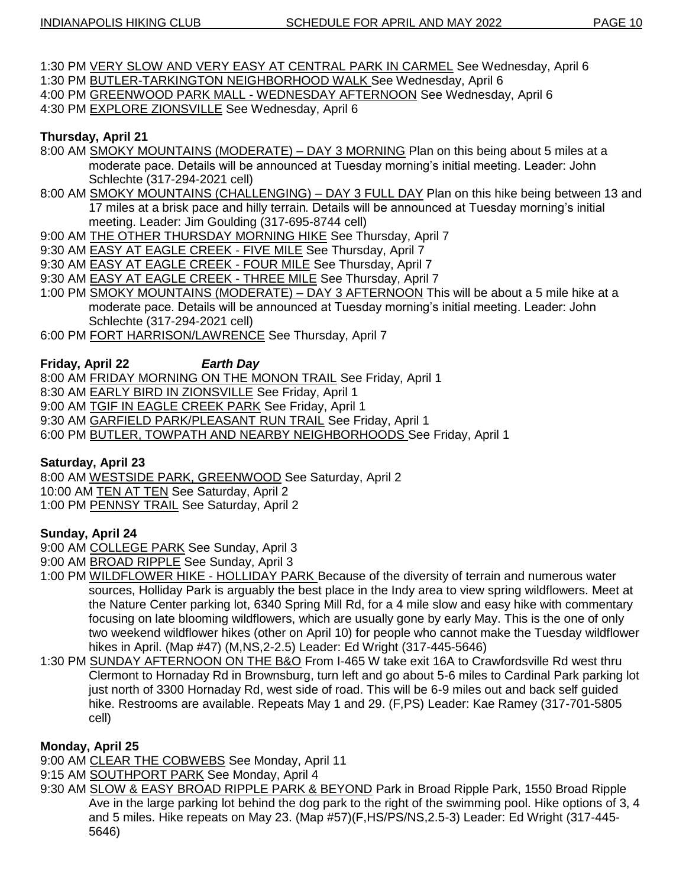1:30 PM VERY SLOW AND VERY EASY AT CENTRAL PARK IN CARMEL See Wednesday, April 6
1:30 PM BUTLER-TARKINGTON NEIGHBORHOOD WALK See Wednesday, April 6
4:00 PM GREENWOOD PARK MALL - WEDNESDAY AFTERNOON See Wednesday, April 6
4:30 PM EXPLORE ZIONSVILLE See Wednesday, April 6

**Thursday, April 21**

8:00 AM SMOKY MOUNTAINS (MODERATE) – DAY 3 MORNING Plan on this being about 5 miles at a moderate pace. Details will be announced at Tuesday morning's initial meeting. Leader: John Schlechte (317-294-2021 cell)
8:00 AM SMOKY MOUNTAINS (CHALLENGING) – DAY 3 FULL DAY Plan on this hike being between 13 and 17 miles at a brisk pace and hilly terrain. Details will be announced at Tuesday morning's initial meeting. Leader: Jim Goulding (317-695-8744 cell)
9:00 AM THE OTHER THURSDAY MORNING HIKE See Thursday, April 7
9:30 AM EASY AT EAGLE CREEK - FIVE MILE See Thursday, April 7
9:30 AM EASY AT EAGLE CREEK - FOUR MILE See Thursday, April 7
9:30 AM EASY AT EAGLE CREEK - THREE MILE See Thursday, April 7
1:00 PM SMOKY MOUNTAINS (MODERATE) – DAY 3 AFTERNOON This will be about a 5 mile hike at a moderate pace. Details will be announced at Tuesday morning's initial meeting. Leader: John Schlechte (317-294-2021 cell)
6:00 PM FORT HARRISON/LAWRENCE See Thursday, April 7

**Friday, April 22** ***Earth Day***

8:00 AM FRIDAY MORNING ON THE MONON TRAIL See Friday, April 1
8:30 AM EARLY BIRD IN ZIONSVILLE See Friday, April 1
9:00 AM TGIF IN EAGLE CREEK PARK See Friday, April 1
9:30 AM GARFIELD PARK/PLEASANT RUN TRAIL See Friday, April 1
6:00 PM BUTLER, TOWPATH AND NEARBY NEIGHBORHOODS See Friday, April 1

**Saturday, April 23**

8:00 AM WESTSIDE PARK, GREENWOOD See Saturday, April 2
10:00 AM TEN AT TEN See Saturday, April 2
1:00 PM PENNSY TRAIL See Saturday, April 2

**Sunday, April 24**

9:00 AM COLLEGE PARK See Sunday, April 3
9:00 AM BROAD RIPPLE See Sunday, April 3
1:00 PM WILDFLOWER HIKE - HOLLIDAY PARK Because of the diversity of terrain and numerous water sources, Holliday Park is arguably the best place in the Indy area to view spring wildflowers. Meet at the Nature Center parking lot, 6340 Spring Mill Rd, for a 4 mile slow and easy hike with commentary focusing on late blooming wildflowers, which are usually gone by early May. This is the one of only two weekend wildflower hikes (other on April 10) for people who cannot make the Tuesday wildflower hikes in April. (Map #47) (M,NS,2-2.5) Leader: Ed Wright (317-445-5646)
1:30 PM SUNDAY AFTERNOON ON THE B&O From I-465 W take exit 16A to Crawfordsville Rd west thru Clermont to Hornaday Rd in Brownsburg, turn left and go about 5-6 miles to Cardinal Park parking lot just north of 3300 Hornaday Rd, west side of road. This will be 6-9 miles out and back self guided hike. Restrooms are available. Repeats May 1 and 29. (F,PS) Leader: Kae Ramey (317-701-5805 cell)

**Monday, April 25**

9:00 AM CLEAR THE COBWEBS See Monday, April 11
9:15 AM SOUTHPORT PARK See Monday, April 4
9:30 AM SLOW & EASY BROAD RIPPLE PARK & BEYOND Park in Broad Ripple Park, 1550 Broad Ripple Ave in the large parking lot behind the dog park to the right of the swimming pool. Hike options of 3, 4 and 5 miles. Hike repeats on May 23. (Map #57)(F,HS/PS/NS,2.5-3) Leader: Ed Wright (317-445-5646)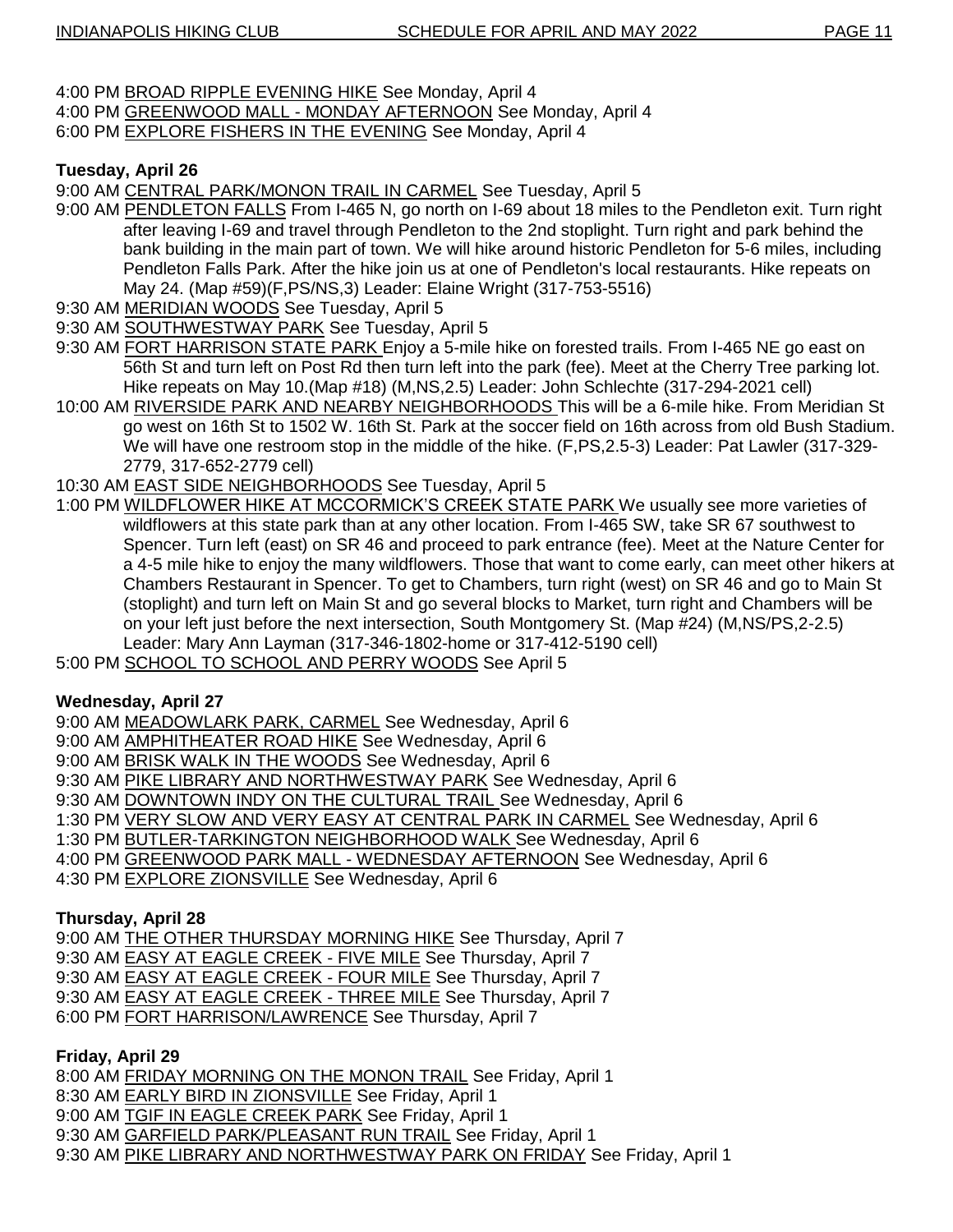4:00 PM BROAD RIPPLE EVENING HIKE See Monday, April 4
4:00 PM GREENWOOD MALL - MONDAY AFTERNOON See Monday, April 4
6:00 PM EXPLORE FISHERS IN THE EVENING See Monday, April 4

**Tuesday, April 26**

9:00 AM CENTRAL PARK/MONON TRAIL IN CARMEL See Tuesday, April 5

9:00 AM PENDLETON FALLS From I-465 N, go north on I-69 about 18 miles to the Pendleton exit. Turn right after leaving I-69 and travel through Pendleton to the 2nd stoplight. Turn right and park behind the bank building in the main part of town. We will hike around historic Pendleton for 5-6 miles, including Pendleton Falls Park. After the hike join us at one of Pendleton's local restaurants. Hike repeats on May 24. (Map #59)(F,PS/NS,3) Leader: Elaine Wright (317-753-5516)

9:30 AM MERIDIAN WOODS See Tuesday, April 5

9:30 AM SOUTHWESTWAY PARK See Tuesday, April 5

9:30 AM FORT HARRISON STATE PARK Enjoy a 5-mile hike on forested trails. From I-465 NE go east on 56th St and turn left on Post Rd then turn left into the park (fee). Meet at the Cherry Tree parking lot. Hike repeats on May 10.(Map #18) (M,NS,2.5) Leader: John Schlechte (317-294-2021 cell)

10:00 AM RIVERSIDE PARK AND NEARBY NEIGHBORHOODS This will be a 6-mile hike. From Meridian St go west on 16th St to 1502 W. 16th St. Park at the soccer field on 16th across from old Bush Stadium. We will have one restroom stop in the middle of the hike. (F,PS,2.5-3) Leader: Pat Lawler (317-329-2779, 317-652-2779 cell)

10:30 AM EAST SIDE NEIGHBORHOODS See Tuesday, April 5

1:00 PM WILDFLOWER HIKE AT MCCORMICK'S CREEK STATE PARK We usually see more varieties of wildflowers at this state park than at any other location. From I-465 SW, take SR 67 southwest to Spencer. Turn left (east) on SR 46 and proceed to park entrance (fee). Meet at the Nature Center for a 4-5 mile hike to enjoy the many wildflowers. Those that want to come early, can meet other hikers at Chambers Restaurant in Spencer. To get to Chambers, turn right (west) on SR 46 and go to Main St (stoplight) and turn left on Main St and go several blocks to Market, turn right and Chambers will be on your left just before the next intersection, South Montgomery St. (Map #24) (M,NS/PS,2-2.5) Leader: Mary Ann Layman (317-346-1802-home or 317-412-5190 cell)

5:00 PM SCHOOL TO SCHOOL AND PERRY WOODS See April 5

**Wednesday, April 27**

9:00 AM MEADOWLARK PARK, CARMEL See Wednesday, April 6
9:00 AM AMPHITHEATER ROAD HIKE See Wednesday, April 6
9:00 AM BRISK WALK IN THE WOODS See Wednesday, April 6
9:30 AM PIKE LIBRARY AND NORTHWESTWAY PARK See Wednesday, April 6
9:30 AM DOWNTOWN INDY ON THE CULTURAL TRAIL See Wednesday, April 6
1:30 PM VERY SLOW AND VERY EASY AT CENTRAL PARK IN CARMEL See Wednesday, April 6
1:30 PM BUTLER-TARKINGTON NEIGHBORHOOD WALK See Wednesday, April 6
4:00 PM GREENWOOD PARK MALL - WEDNESDAY AFTERNOON See Wednesday, April 6
4:30 PM EXPLORE ZIONSVILLE See Wednesday, April 6

**Thursday, April 28**

9:00 AM THE OTHER THURSDAY MORNING HIKE See Thursday, April 7
9:30 AM EASY AT EAGLE CREEK - FIVE MILE See Thursday, April 7
9:30 AM EASY AT EAGLE CREEK - FOUR MILE See Thursday, April 7
9:30 AM EASY AT EAGLE CREEK - THREE MILE See Thursday, April 7
6:00 PM FORT HARRISON/LAWRENCE See Thursday, April 7

**Friday, April 29**

8:00 AM FRIDAY MORNING ON THE MONON TRAIL See Friday, April 1
8:30 AM EARLY BIRD IN ZIONSVILLE See Friday, April 1
9:00 AM TGIF IN EAGLE CREEK PARK See Friday, April 1
9:30 AM GARFIELD PARK/PLEASANT RUN TRAIL See Friday, April 1
9:30 AM PIKE LIBRARY AND NORTHWESTWAY PARK ON FRIDAY See Friday, April 1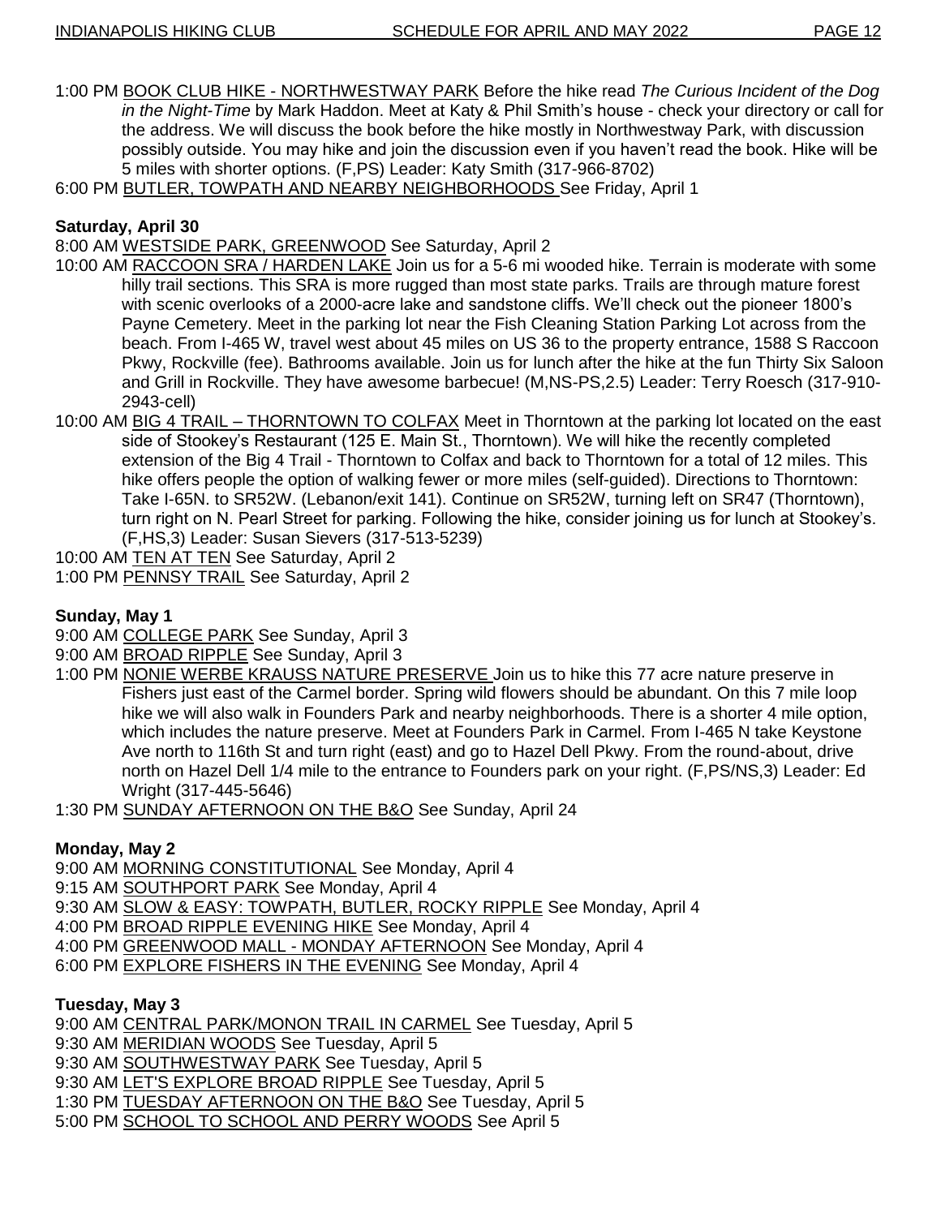1:00 PM <u>BOOK CLUB HIKE - NORTHWESTWAY PARK</u> Before the hike read *The Curious Incident of the Dog in the Night-Time* by Mark Haddon. Meet at Katy & Phil Smith's house - check your directory or call for the address. We will discuss the book before the hike mostly in Northwestway Park, with discussion possibly outside. You may hike and join the discussion even if you haven't read the book. Hike will be 5 miles with shorter options. (F,PS) Leader: Katy Smith (317-966-8702)

6:00 PM <u>BUTLER, TOWPATH AND NEARBY NEIGHBORHOODS</u> See Friday, April 1

**Saturday, April 30**

8:00 AM <u>WESTSIDE PARK, GREENWOOD</u> See Saturday, April 2

10:00 AM <u>RACCOON SRA / HARDEN LAKE</u> Join us for a 5-6 mi wooded hike. Terrain is moderate with some hilly trail sections. This SRA is more rugged than most state parks. Trails are through mature forest with scenic overlooks of a 2000-acre lake and sandstone cliffs. We'll check out the pioneer 1800's Payne Cemetery. Meet in the parking lot near the Fish Cleaning Station Parking Lot across from the beach. From I-465 W, travel west about 45 miles on US 36 to the property entrance, 1588 S Raccoon Pkwy, Rockville (fee). Bathrooms available. Join us for lunch after the hike at the fun Thirty Six Saloon and Grill in Rockville. They have awesome barbecue! (M,NS-PS,2.5) Leader: Terry Roesch (317-910-2943-cell)

10:00 AM <u>BIG 4 TRAIL – THORNTOWN TO COLFAX</u> Meet in Thorntown at the parking lot located on the east side of Stookey's Restaurant (125 E. Main St., Thorntown). We will hike the recently completed extension of the Big 4 Trail - Thorntown to Colfax and back to Thorntown for a total of 12 miles. This hike offers people the option of walking fewer or more miles (self-guided). Directions to Thorntown: Take I-65N. to SR52W. (Lebanon/exit 141). Continue on SR52W, turning left on SR47 (Thorntown), turn right on N. Pearl Street for parking. Following the hike, consider joining us for lunch at Stookey's. (F,HS,3) Leader: Susan Sievers (317-513-5239)

10:00 AM <u>TEN AT TEN</u> See Saturday, April 2

1:00 PM <u>PENNSY TRAIL</u> See Saturday, April 2

**Sunday, May 1**

9:00 AM <u>COLLEGE PARK</u> See Sunday, April 3

9:00 AM <u>BROAD RIPPLE</u> See Sunday, April 3

1:00 PM <u>NONIE WERBE KRAUSS NATURE PRESERVE</u> Join us to hike this 77 acre nature preserve in Fishers just east of the Carmel border. Spring wild flowers should be abundant. On this 7 mile loop hike we will also walk in Founders Park and nearby neighborhoods. There is a shorter 4 mile option, which includes the nature preserve. Meet at Founders Park in Carmel. From I-465 N take Keystone Ave north to 116th St and turn right (east) and go to Hazel Dell Pkwy. From the round-about, drive north on Hazel Dell 1/4 mile to the entrance to Founders park on your right. (F,PS/NS,3) Leader: Ed Wright (317-445-5646)

1:30 PM <u>SUNDAY AFTERNOON ON THE B&O</u> See Sunday, April 24

**Monday, May 2**

9:00 AM <u>MORNING CONSTITUTIONAL</u> See Monday, April 4

9:15 AM <u>SOUTHPORT PARK</u> See Monday, April 4

9:30 AM <u>SLOW & EASY: TOWPATH, BUTLER, ROCKY RIPPLE</u> See Monday, April 4

4:00 PM <u>BROAD RIPPLE EVENING HIKE</u> See Monday, April 4

4:00 PM <u>GREENWOOD MALL - MONDAY AFTERNOON</u> See Monday, April 4

6:00 PM <u>EXPLORE FISHERS IN THE EVENING</u> See Monday, April 4

**Tuesday, May 3**

9:00 AM <u>CENTRAL PARK/MONON TRAIL IN CARMEL</u> See Tuesday, April 5

9:30 AM <u>MERIDIAN WOODS</u> See Tuesday, April 5

9:30 AM <u>SOUTHWESTWAY PARK</u> See Tuesday, April 5

9:30 AM <u>LET'S EXPLORE BROAD RIPPLE</u> See Tuesday, April 5

1:30 PM <u>TUESDAY AFTERNOON ON THE B&O</u> See Tuesday, April 5

5:00 PM <u>SCHOOL TO SCHOOL AND PERRY WOODS</u> See April 5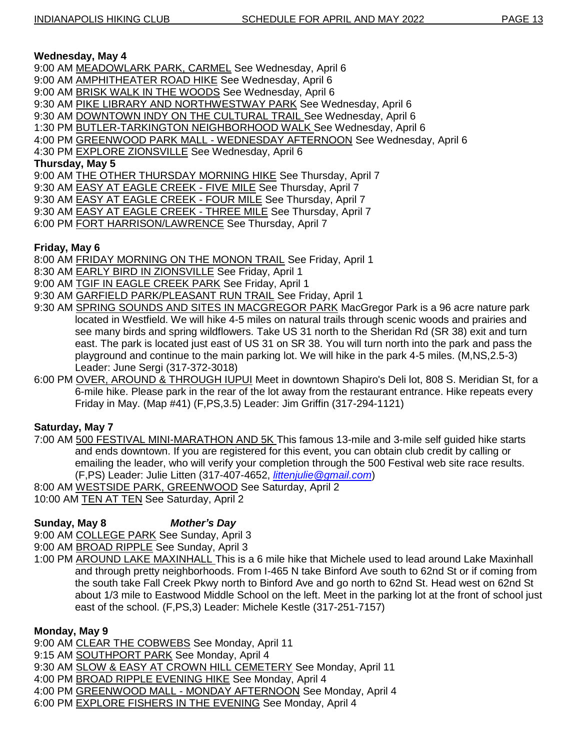**Wednesday, May 4**

9:00 AM MEADOWLARK PARK, CARMEL See Wednesday, April 6
9:00 AM AMPHITHEATER ROAD HIKE See Wednesday, April 6
9:00 AM BRISK WALK IN THE WOODS See Wednesday, April 6
9:30 AM PIKE LIBRARY AND NORTHWESTWAY PARK See Wednesday, April 6
9:30 AM DOWNTOWN INDY ON THE CULTURAL TRAIL See Wednesday, April 6
1:30 PM BUTLER-TARKINGTON NEIGHBORHOOD WALK See Wednesday, April 6
4:00 PM GREENWOOD PARK MALL - WEDNESDAY AFTERNOON See Wednesday, April 6
4:30 PM EXPLORE ZIONSVILLE See Wednesday, April 6

**Thursday, May 5**

9:00 AM THE OTHER THURSDAY MORNING HIKE See Thursday, April 7
9:30 AM EASY AT EAGLE CREEK - FIVE MILE See Thursday, April 7
9:30 AM EASY AT EAGLE CREEK - FOUR MILE See Thursday, April 7
9:30 AM EASY AT EAGLE CREEK - THREE MILE See Thursday, April 7
6:00 PM FORT HARRISON/LAWRENCE See Thursday, April 7

**Friday, May 6**

8:00 AM FRIDAY MORNING ON THE MONON TRAIL See Friday, April 1
8:30 AM EARLY BIRD IN ZIONSVILLE See Friday, April 1
9:00 AM TGIF IN EAGLE CREEK PARK See Friday, April 1
9:30 AM GARFIELD PARK/PLEASANT RUN TRAIL See Friday, April 1
9:30 AM SPRING SOUNDS AND SITES IN MACGREGOR PARK MacGregor Park is a 96 acre nature park located in Westfield. We will hike 4-5 miles on natural trails through scenic woods and prairies and see many birds and spring wildflowers. Take US 31 north to the Sheridan Rd (SR 38) exit and turn east. The park is located just east of US 31 on SR 38. You will turn north into the park and pass the playground and continue to the main parking lot. We will hike in the park 4-5 miles. (M,NS,2.5-3) Leader: June Sergi (317-372-3018)
6:00 PM OVER, AROUND & THROUGH IUPUI Meet in downtown Shapiro's Deli lot, 808 S. Meridian St, for a 6-mile hike. Please park in the rear of the lot away from the restaurant entrance. Hike repeats every Friday in May. (Map #41) (F,PS,3.5) Leader: Jim Griffin (317-294-1121)

**Saturday, May 7**

7:00 AM 500 FESTIVAL MINI-MARATHON AND 5K This famous 13-mile and 3-mile self guided hike starts and ends downtown. If you are registered for this event, you can obtain club credit by calling or emailing the leader, who will verify your completion through the 500 Festival web site race results. (F,PS) Leader: Julie Litten (317-407-4652, *littenjulie@gmail.com*)
8:00 AM WESTSIDE PARK, GREENWOOD See Saturday, April 2
10:00 AM TEN AT TEN See Saturday, April 2

**Sunday, May 8** ***Mother's Day***

9:00 AM COLLEGE PARK See Sunday, April 3
9:00 AM BROAD RIPPLE See Sunday, April 3
1:00 PM AROUND LAKE MAXINHALL This is a 6 mile hike that Michele used to lead around Lake Maxinhall and through pretty neighborhoods. From I-465 N take Binford Ave south to 62nd St or if coming from the south take Fall Creek Pkwy north to Binford Ave and go north to 62nd St. Head west on 62nd St about 1/3 mile to Eastwood Middle School on the left. Meet in the parking lot at the front of school just east of the school. (F,PS,3) Leader: Michele Kestle (317-251-7157)

**Monday, May 9**

9:00 AM CLEAR THE COBWEBS See Monday, April 11
9:15 AM SOUTHPORT PARK See Monday, April 4
9:30 AM SLOW & EASY AT CROWN HILL CEMETERY See Monday, April 11
4:00 PM BROAD RIPPLE EVENING HIKE See Monday, April 4
4:00 PM GREENWOOD MALL - MONDAY AFTERNOON See Monday, April 4
6:00 PM EXPLORE FISHERS IN THE EVENING See Monday, April 4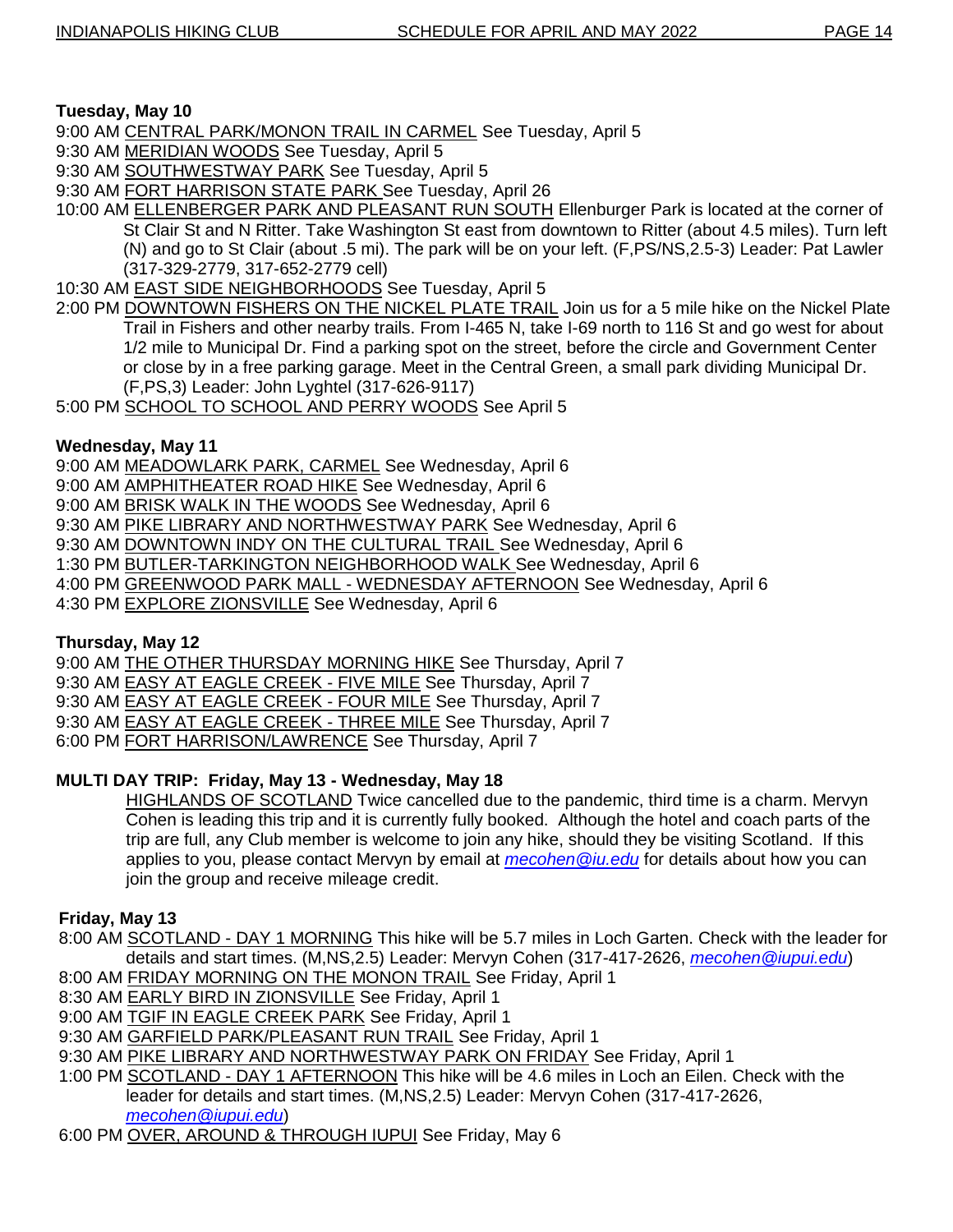**Tuesday, May 10**

9:00 AM <u>CENTRAL PARK/MONON TRAIL IN CARMEL</u> See Tuesday, April 5

9:30 AM <u>MERIDIAN WOODS</u> See Tuesday, April 5

9:30 AM <u>SOUTHWESTWAY PARK</u> See Tuesday, April 5

9:30 AM <u>FORT HARRISON STATE PARK</u> See Tuesday, April 26

10:00 AM <u>ELLENBERGER PARK AND PLEASANT RUN SOUTH</u> Ellenburger Park is located at the corner of St Clair St and N Ritter. Take Washington St east from downtown to Ritter (about 4.5 miles). Turn left (N) and go to St Clair (about .5 mi). The park will be on your left. (F,PS/NS,2.5-3) Leader: Pat Lawler (317-329-2779, 317-652-2779 cell)

10:30 AM <u>EAST SIDE NEIGHBORHOODS</u> See Tuesday, April 5

2:00 PM <u>DOWNTOWN FISHERS ON THE NICKEL PLATE TRAIL</u> Join us for a 5 mile hike on the Nickel Plate Trail in Fishers and other nearby trails. From I-465 N, take I-69 north to 116 St and go west for about 1/2 mile to Municipal Dr. Find a parking spot on the street, before the circle and Government Center or close by in a free parking garage. Meet in the Central Green, a small park dividing Municipal Dr. (F,PS,3) Leader: John Lyghtel (317-626-9117)

5:00 PM <u>SCHOOL TO SCHOOL AND PERRY WOODS</u> See April 5

**Wednesday, May 11**

9:00 AM <u>MEADOWLARK PARK, CARMEL</u> See Wednesday, April 6

9:00 AM <u>AMPHITHEATER ROAD HIKE</u> See Wednesday, April 6

9:00 AM <u>BRISK WALK IN THE WOODS</u> See Wednesday, April 6

9:30 AM <u>PIKE LIBRARY AND NORTHWESTWAY PARK</u> See Wednesday, April 6

9:30 AM <u>DOWNTOWN INDY ON THE CULTURAL TRAIL</u> See Wednesday, April 6

1:30 PM <u>BUTLER-TARKINGTON NEIGHBORHOOD WALK</u> See Wednesday, April 6

4:00 PM <u>GREENWOOD PARK MALL - WEDNESDAY AFTERNOON</u> See Wednesday, April 6

4:30 PM <u>EXPLORE ZIONSVILLE</u> See Wednesday, April 6

**Thursday, May 12**

9:00 AM <u>THE OTHER THURSDAY MORNING HIKE</u> See Thursday, April 7

9:30 AM <u>EASY AT EAGLE CREEK - FIVE MILE</u> See Thursday, April 7

9:30 AM <u>EASY AT EAGLE CREEK - FOUR MILE</u> See Thursday, April 7

9:30 AM <u>EASY AT EAGLE CREEK - THREE MILE</u> See Thursday, April 7

6:00 PM <u>FORT HARRISON/LAWRENCE</u> See Thursday, April 7

**MULTI DAY TRIP: Friday, May 13 - Wednesday, May 18**

<u>HIGHLANDS OF SCOTLAND</u> Twice cancelled due to the pandemic, third time is a charm. Mervyn Cohen is leading this trip and it is currently fully booked. Although the hotel and coach parts of the trip are full, any Club member is welcome to join any hike, should they be visiting Scotland. If this applies to you, please contact Mervyn by email at *mecohen@iu.edu* for details about how you can join the group and receive mileage credit.

**Friday, May 13**

8:00 AM <u>SCOTLAND - DAY 1 MORNING</u> This hike will be 5.7 miles in Loch Garten. Check with the leader for details and start times. (M,NS,2.5) Leader: Mervyn Cohen (317-417-2626, *mecohen@iupui.edu*)

8:00 AM <u>FRIDAY MORNING ON THE MONON TRAIL</u> See Friday, April 1

8:30 AM <u>EARLY BIRD IN ZIONSVILLE</u> See Friday, April 1

9:00 AM <u>TGIF IN EAGLE CREEK PARK</u> See Friday, April 1

9:30 AM <u>GARFIELD PARK/PLEASANT RUN TRAIL</u> See Friday, April 1

9:30 AM <u>PIKE LIBRARY AND NORTHWESTWAY PARK ON FRIDAY</u> See Friday, April 1

1:00 PM <u>SCOTLAND - DAY 1 AFTERNOON</u> This hike will be 4.6 miles in Loch an Eilen. Check with the leader for details and start times. (M,NS,2.5) Leader: Mervyn Cohen (317-417-2626, *mecohen@iupui.edu*)

6:00 PM <u>OVER, AROUND & THROUGH IUPUI</u> See Friday, May 6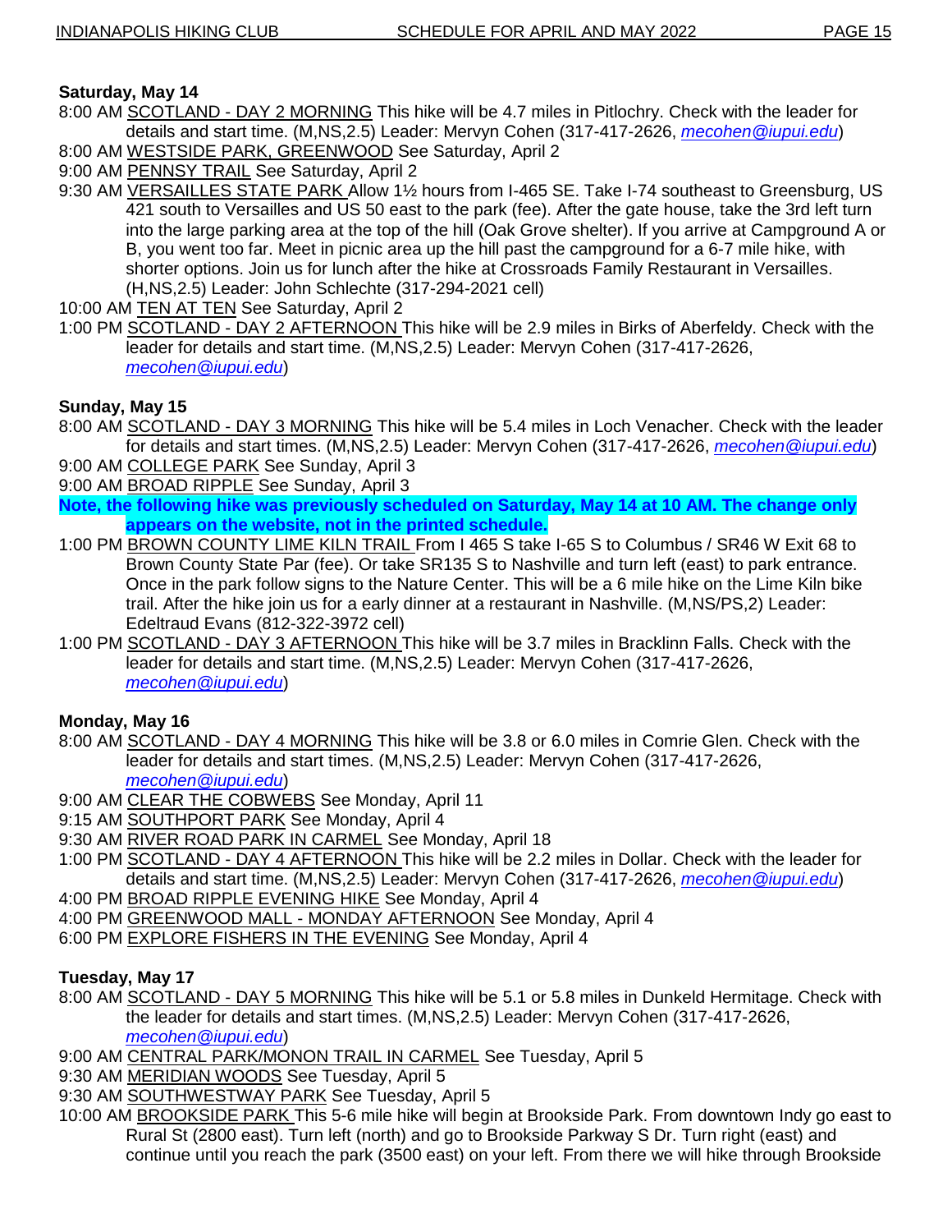**Saturday, May 14**

8:00 AM SCOTLAND - DAY 2 MORNING This hike will be 4.7 miles in Pitlochry. Check with the leader for details and start time. (M,NS,2.5) Leader: Mervyn Cohen (317-417-2626, *mecohen@iupui.edu*)

8:00 AM WESTSIDE PARK, GREENWOOD See Saturday, April 2

9:00 AM PENNSY TRAIL See Saturday, April 2

9:30 AM VERSAILLES STATE PARK Allow 1½ hours from I-465 SE. Take I-74 southeast to Greensburg, US 421 south to Versailles and US 50 east to the park (fee). After the gate house, take the 3rd left turn into the large parking area at the top of the hill (Oak Grove shelter). If you arrive at Campground A or B, you went too far. Meet in picnic area up the hill past the campground for a 6-7 mile hike, with shorter options. Join us for lunch after the hike at Crossroads Family Restaurant in Versailles. (H,NS,2.5) Leader: John Schlechte (317-294-2021 cell)

10:00 AM TEN AT TEN See Saturday, April 2

1:00 PM SCOTLAND - DAY 2 AFTERNOON This hike will be 2.9 miles in Birks of Aberfeldy. Check with the leader for details and start time. (M,NS,2.5) Leader: Mervyn Cohen (317-417-2626, *mecohen@iupui.edu*)

**Sunday, May 15**

8:00 AM SCOTLAND - DAY 3 MORNING This hike will be 5.4 miles in Loch Venacher. Check with the leader for details and start times. (M,NS,2.5) Leader: Mervyn Cohen (317-417-2626, *mecohen@iupui.edu*)

9:00 AM COLLEGE PARK See Sunday, April 3

9:00 AM BROAD RIPPLE See Sunday, April 3

**Note, the following hike was previously scheduled on Saturday, May 14 at 10 AM. The change only appears on the website, not in the printed schedule.**

1:00 PM BROWN COUNTY LIME KILN TRAIL From I 465 S take I-65 S to Columbus / SR46 W Exit 68 to Brown County State Par (fee). Or take SR135 S to Nashville and turn left (east) to park entrance. Once in the park follow signs to the Nature Center. This will be a 6 mile hike on the Lime Kiln bike trail. After the hike join us for a early dinner at a restaurant in Nashville. (M,NS/PS,2) Leader: Edeltraud Evans (812-322-3972 cell)

1:00 PM SCOTLAND - DAY 3 AFTERNOON This hike will be 3.7 miles in Bracklinn Falls. Check with the leader for details and start time. (M,NS,2.5) Leader: Mervyn Cohen (317-417-2626, *mecohen@iupui.edu*)

**Monday, May 16**

8:00 AM SCOTLAND - DAY 4 MORNING This hike will be 3.8 or 6.0 miles in Comrie Glen. Check with the leader for details and start times. (M,NS,2.5) Leader: Mervyn Cohen (317-417-2626, *mecohen@iupui.edu*)

9:00 AM CLEAR THE COBWEBS See Monday, April 11

9:15 AM SOUTHPORT PARK See Monday, April 4

9:30 AM RIVER ROAD PARK IN CARMEL See Monday, April 18

1:00 PM SCOTLAND - DAY 4 AFTERNOON This hike will be 2.2 miles in Dollar. Check with the leader for details and start time. (M,NS,2.5) Leader: Mervyn Cohen (317-417-2626, *mecohen@iupui.edu*)

4:00 PM BROAD RIPPLE EVENING HIKE See Monday, April 4

4:00 PM GREENWOOD MALL - MONDAY AFTERNOON See Monday, April 4

6:00 PM EXPLORE FISHERS IN THE EVENING See Monday, April 4

**Tuesday, May 17**

8:00 AM SCOTLAND - DAY 5 MORNING This hike will be 5.1 or 5.8 miles in Dunkeld Hermitage. Check with the leader for details and start times. (M,NS,2.5) Leader: Mervyn Cohen (317-417-2626, *mecohen@iupui.edu*)

9:00 AM CENTRAL PARK/MONON TRAIL IN CARMEL See Tuesday, April 5

9:30 AM MERIDIAN WOODS See Tuesday, April 5

9:30 AM SOUTHWESTWAY PARK See Tuesday, April 5

10:00 AM BROOKSIDE PARK This 5-6 mile hike will begin at Brookside Park. From downtown Indy go east to Rural St (2800 east). Turn left (north) and go to Brookside Parkway S Dr. Turn right (east) and continue until you reach the park (3500 east) on your left. From there we will hike through Brookside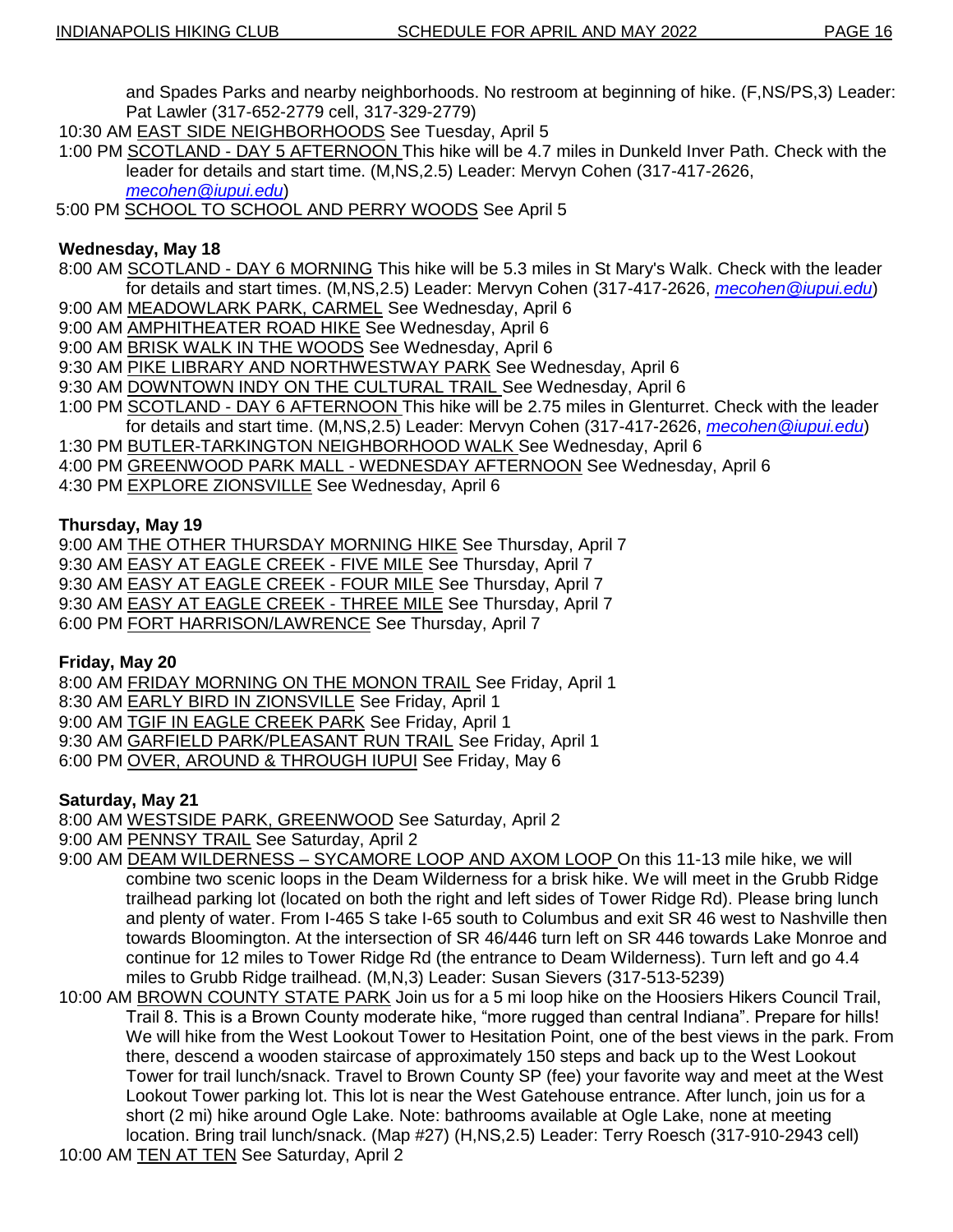and Spades Parks and nearby neighborhoods. No restroom at beginning of hike. (F,NS/PS,3) Leader: Pat Lawler (317-652-2779 cell, 317-329-2779)

10:30 AM EAST SIDE NEIGHBORHOODS See Tuesday, April 5

1:00 PM SCOTLAND - DAY 5 AFTERNOON This hike will be 4.7 miles in Dunkeld Inver Path. Check with the leader for details and start time. (M,NS,2.5) Leader: Mervyn Cohen (317-417-2626, *mecohen@iupui.edu*)

5:00 PM SCHOOL TO SCHOOL AND PERRY WOODS See April 5

**Wednesday, May 18**

8:00 AM SCOTLAND - DAY 6 MORNING This hike will be 5.3 miles in St Mary's Walk. Check with the leader for details and start times. (M,NS,2.5) Leader: Mervyn Cohen (317-417-2626, *mecohen@iupui.edu*)

9:00 AM MEADOWLARK PARK, CARMEL See Wednesday, April 6

9:00 AM AMPHITHEATER ROAD HIKE See Wednesday, April 6

9:00 AM BRISK WALK IN THE WOODS See Wednesday, April 6

9:30 AM PIKE LIBRARY AND NORTHWESTWAY PARK See Wednesday, April 6

9:30 AM DOWNTOWN INDY ON THE CULTURAL TRAIL See Wednesday, April 6

1:00 PM SCOTLAND - DAY 6 AFTERNOON This hike will be 2.75 miles in Glenturret. Check with the leader for details and start time. (M,NS,2.5) Leader: Mervyn Cohen (317-417-2626, *mecohen@iupui.edu*)

1:30 PM BUTLER-TARKINGTON NEIGHBORHOOD WALK See Wednesday, April 6

4:00 PM GREENWOOD PARK MALL - WEDNESDAY AFTERNOON See Wednesday, April 6

4:30 PM EXPLORE ZIONSVILLE See Wednesday, April 6

**Thursday, May 19**

9:00 AM THE OTHER THURSDAY MORNING HIKE See Thursday, April 7

9:30 AM EASY AT EAGLE CREEK - FIVE MILE See Thursday, April 7

9:30 AM EASY AT EAGLE CREEK - FOUR MILE See Thursday, April 7

9:30 AM EASY AT EAGLE CREEK - THREE MILE See Thursday, April 7

6:00 PM FORT HARRISON/LAWRENCE See Thursday, April 7

**Friday, May 20**

8:00 AM FRIDAY MORNING ON THE MONON TRAIL See Friday, April 1

8:30 AM EARLY BIRD IN ZIONSVILLE See Friday, April 1

9:00 AM TGIF IN EAGLE CREEK PARK See Friday, April 1

9:30 AM GARFIELD PARK/PLEASANT RUN TRAIL See Friday, April 1

6:00 PM OVER, AROUND & THROUGH IUPUI See Friday, May 6

**Saturday, May 21**

8:00 AM WESTSIDE PARK, GREENWOOD See Saturday, April 2

9:00 AM PENNSY TRAIL See Saturday, April 2

9:00 AM DEAM WILDERNESS – SYCAMORE LOOP AND AXOM LOOP On this 11-13 mile hike, we will combine two scenic loops in the Deam Wilderness for a brisk hike. We will meet in the Grubb Ridge trailhead parking lot (located on both the right and left sides of Tower Ridge Rd). Please bring lunch and plenty of water. From I-465 S take I-65 south to Columbus and exit SR 46 west to Nashville then towards Bloomington. At the intersection of SR 46/446 turn left on SR 446 towards Lake Monroe and continue for 12 miles to Tower Ridge Rd (the entrance to Deam Wilderness). Turn left and go 4.4 miles to Grubb Ridge trailhead. (M,N,3) Leader: Susan Sievers (317-513-5239)

10:00 AM BROWN COUNTY STATE PARK Join us for a 5 mi loop hike on the Hoosiers Hikers Council Trail, Trail 8. This is a Brown County moderate hike, "more rugged than central Indiana". Prepare for hills! We will hike from the West Lookout Tower to Hesitation Point, one of the best views in the park. From there, descend a wooden staircase of approximately 150 steps and back up to the West Lookout Tower for trail lunch/snack. Travel to Brown County SP (fee) your favorite way and meet at the West Lookout Tower parking lot. This lot is near the West Gatehouse entrance. After lunch, join us for a short (2 mi) hike around Ogle Lake. Note: bathrooms available at Ogle Lake, none at meeting location. Bring trail lunch/snack. (Map #27) (H,NS,2.5) Leader: Terry Roesch (317-910-2943 cell)

10:00 AM TEN AT TEN See Saturday, April 2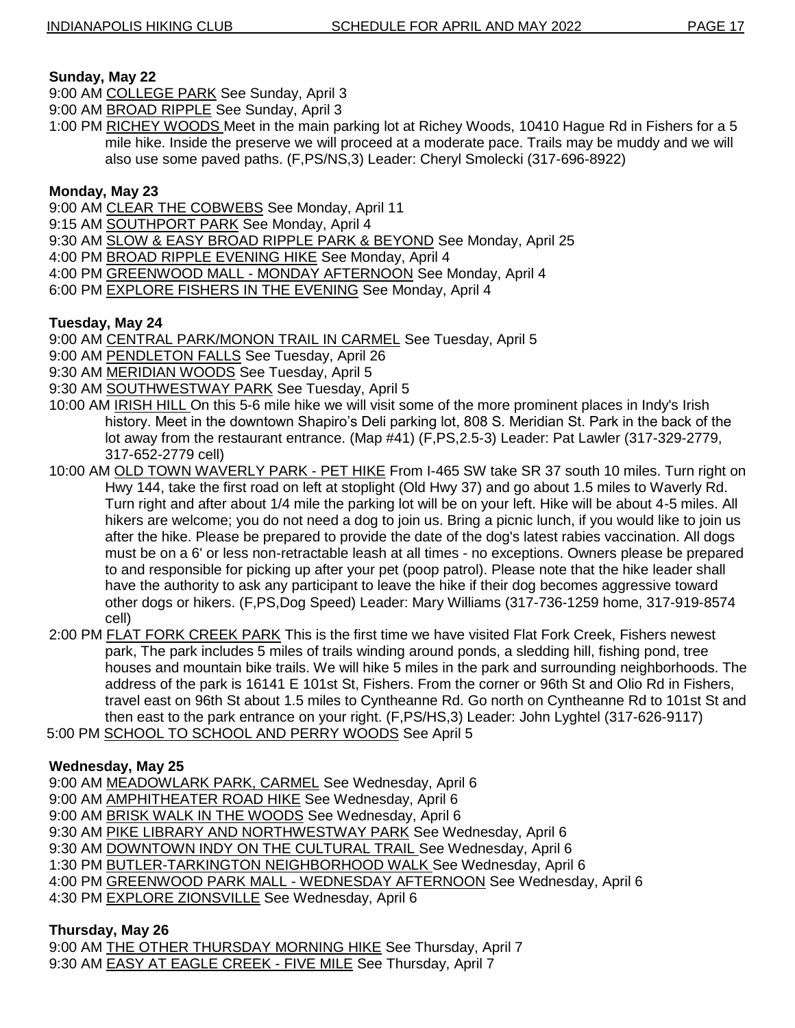**Sunday, May 22**

9:00 AM COLLEGE PARK See Sunday, April 3

9:00 AM BROAD RIPPLE See Sunday, April 3

1:00 PM RICHEY WOODS Meet in the main parking lot at Richey Woods, 10410 Hague Rd in Fishers for a 5 mile hike. Inside the preserve we will proceed at a moderate pace. Trails may be muddy and we will also use some paved paths. (F,PS/NS,3) Leader: Cheryl Smolecki (317-696-8922)

**Monday, May 23**

9:00 AM CLEAR THE COBWEBS See Monday, April 11

9:15 AM SOUTHPORT PARK See Monday, April 4

9:30 AM SLOW & EASY BROAD RIPPLE PARK & BEYOND See Monday, April 25

4:00 PM BROAD RIPPLE EVENING HIKE See Monday, April 4

4:00 PM GREENWOOD MALL - MONDAY AFTERNOON See Monday, April 4

6:00 PM EXPLORE FISHERS IN THE EVENING See Monday, April 4

**Tuesday, May 24**

9:00 AM CENTRAL PARK/MONON TRAIL IN CARMEL See Tuesday, April 5

9:00 AM PENDLETON FALLS See Tuesday, April 26

9:30 AM MERIDIAN WOODS See Tuesday, April 5

9:30 AM SOUTHWESTWAY PARK See Tuesday, April 5

10:00 AM IRISH HILL On this 5-6 mile hike we will visit some of the more prominent places in Indy's Irish history. Meet in the downtown Shapiro's Deli parking lot, 808 S. Meridian St. Park in the back of the lot away from the restaurant entrance. (Map #41) (F,PS,2.5-3) Leader: Pat Lawler (317-329-2779, 317-652-2779 cell)

10:00 AM OLD TOWN WAVERLY PARK - PET HIKE From I-465 SW take SR 37 south 10 miles. Turn right on Hwy 144, take the first road on left at stoplight (Old Hwy 37) and go about 1.5 miles to Waverly Rd. Turn right and after about 1/4 mile the parking lot will be on your left. Hike will be about 4-5 miles. All hikers are welcome; you do not need a dog to join us. Bring a picnic lunch, if you would like to join us after the hike. Please be prepared to provide the date of the dog's latest rabies vaccination. All dogs must be on a 6' or less non-retractable leash at all times - no exceptions. Owners please be prepared to and responsible for picking up after your pet (poop patrol). Please note that the hike leader shall have the authority to ask any participant to leave the hike if their dog becomes aggressive toward other dogs or hikers. (F,PS,Dog Speed) Leader: Mary Williams (317-736-1259 home, 317-919-8574 cell)

2:00 PM FLAT FORK CREEK PARK This is the first time we have visited Flat Fork Creek, Fishers newest park, The park includes 5 miles of trails winding around ponds, a sledding hill, fishing pond, tree houses and mountain bike trails. We will hike 5 miles in the park and surrounding neighborhoods. The address of the park is 16141 E 101st St, Fishers. From the corner or 96th St and Olio Rd in Fishers, travel east on 96th St about 1.5 miles to Cyntheanne Rd. Go north on Cyntheanne Rd to 101st St and then east to the park entrance on your right. (F,PS/HS,3) Leader: John Lyghtel (317-626-9117)

5:00 PM SCHOOL TO SCHOOL AND PERRY WOODS See April 5

**Wednesday, May 25**

9:00 AM MEADOWLARK PARK, CARMEL See Wednesday, April 6

9:00 AM AMPHITHEATER ROAD HIKE See Wednesday, April 6

9:00 AM BRISK WALK IN THE WOODS See Wednesday, April 6

9:30 AM PIKE LIBRARY AND NORTHWESTWAY PARK See Wednesday, April 6

9:30 AM DOWNTOWN INDY ON THE CULTURAL TRAIL See Wednesday, April 6

1:30 PM BUTLER-TARKINGTON NEIGHBORHOOD WALK See Wednesday, April 6

4:00 PM GREENWOOD PARK MALL - WEDNESDAY AFTERNOON See Wednesday, April 6

4:30 PM EXPLORE ZIONSVILLE See Wednesday, April 6

**Thursday, May 26**

9:00 AM THE OTHER THURSDAY MORNING HIKE See Thursday, April 7

9:30 AM EASY AT EAGLE CREEK - FIVE MILE See Thursday, April 7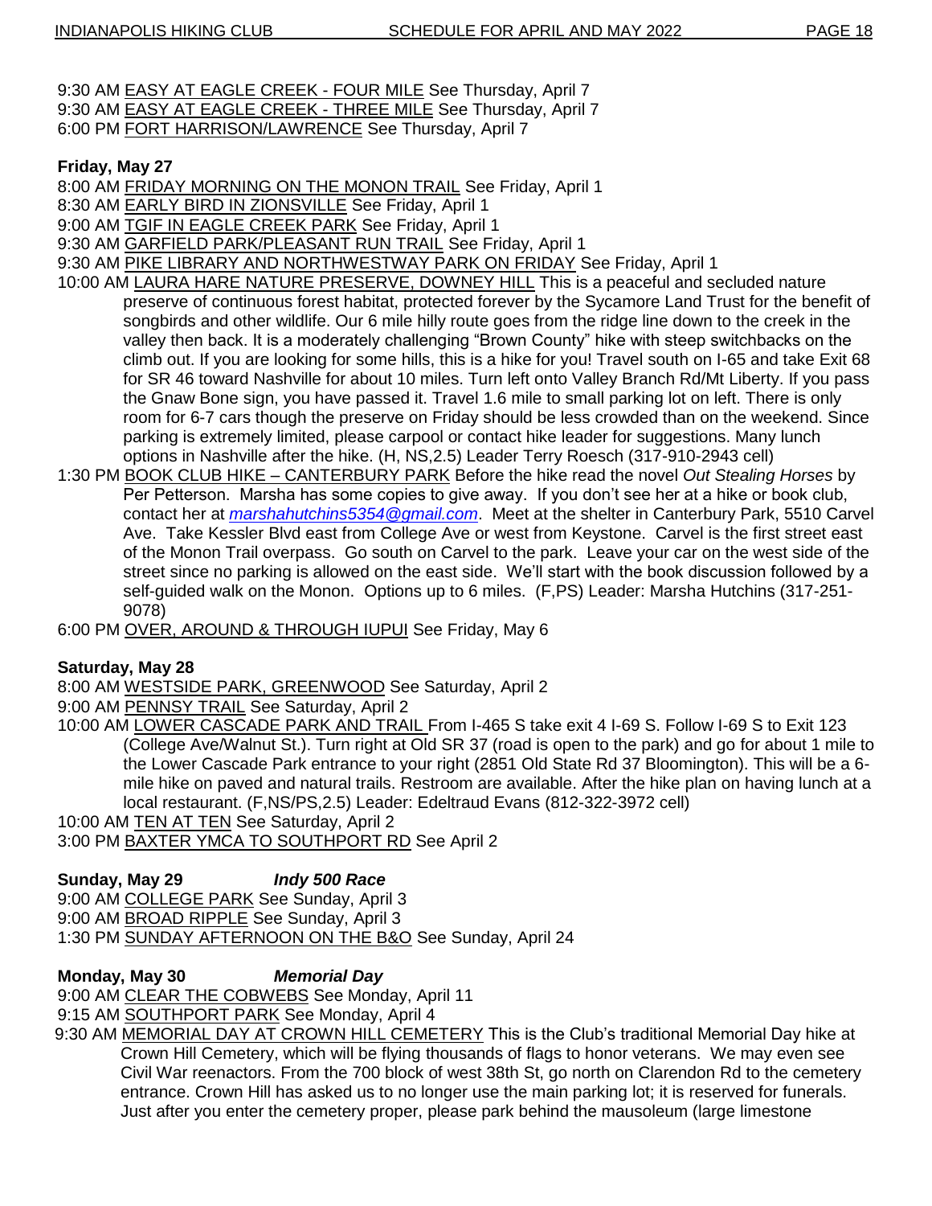9:30 AM EASY AT EAGLE CREEK - FOUR MILE See Thursday, April 7
9:30 AM EASY AT EAGLE CREEK - THREE MILE See Thursday, April 7
6:00 PM FORT HARRISON/LAWRENCE See Thursday, April 7

**Friday, May 27**

8:00 AM FRIDAY MORNING ON THE MONON TRAIL See Friday, April 1
8:30 AM EARLY BIRD IN ZIONSVILLE See Friday, April 1
9:00 AM TGIF IN EAGLE CREEK PARK See Friday, April 1
9:30 AM GARFIELD PARK/PLEASANT RUN TRAIL See Friday, April 1
9:30 AM PIKE LIBRARY AND NORTHWESTWAY PARK ON FRIDAY See Friday, April 1
10:00 AM LAURA HARE NATURE PRESERVE, DOWNEY HILL This is a peaceful and secluded nature preserve of continuous forest habitat, protected forever by the Sycamore Land Trust for the benefit of songbirds and other wildlife. Our 6 mile hilly route goes from the ridge line down to the creek in the valley then back. It is a moderately challenging "Brown County" hike with steep switchbacks on the climb out. If you are looking for some hills, this is a hike for you! Travel south on I-65 and take Exit 68 for SR 46 toward Nashville for about 10 miles. Turn left onto Valley Branch Rd/Mt Liberty. If you pass the Gnaw Bone sign, you have passed it. Travel 1.6 mile to small parking lot on left. There is only room for 6-7 cars though the preserve on Friday should be less crowded than on the weekend. Since parking is extremely limited, please carpool or contact hike leader for suggestions. Many lunch options in Nashville after the hike. (H, NS,2.5) Leader Terry Roesch (317-910-2943 cell)
1:30 PM BOOK CLUB HIKE – CANTERBURY PARK Before the hike read the novel *Out Stealing Horses* by Per Petterson. Marsha has some copies to give away. If you don't see her at a hike or book club, contact her at *marshahutchins5354@gmail.com*. Meet at the shelter in Canterbury Park, 5510 Carvel Ave. Take Kessler Blvd east from College Ave or west from Keystone. Carvel is the first street east of the Monon Trail overpass. Go south on Carvel to the park. Leave your car on the west side of the street since no parking is allowed on the east side. We'll start with the book discussion followed by a self-guided walk on the Monon. Options up to 6 miles. (F,PS) Leader: Marsha Hutchins (317-251-9078)
6:00 PM OVER, AROUND & THROUGH IUPUI See Friday, May 6

**Saturday, May 28**

8:00 AM WESTSIDE PARK, GREENWOOD See Saturday, April 2
9:00 AM PENNSY TRAIL See Saturday, April 2
10:00 AM LOWER CASCADE PARK AND TRAIL From I-465 S take exit 4 I-69 S. Follow I-69 S to Exit 123 (College Ave/Walnut St.). Turn right at Old SR 37 (road is open to the park) and go for about 1 mile to the Lower Cascade Park entrance to your right (2851 Old State Rd 37 Bloomington). This will be a 6-mile hike on paved and natural trails. Restroom are available. After the hike plan on having lunch at a local restaurant. (F,NS/PS,2.5) Leader: Edeltraud Evans (812-322-3972 cell)
10:00 AM TEN AT TEN See Saturday, April 2
3:00 PM BAXTER YMCA TO SOUTHPORT RD See April 2

**Sunday, May 29** ***Indy 500 Race***

9:00 AM COLLEGE PARK See Sunday, April 3
9:00 AM BROAD RIPPLE See Sunday, April 3
1:30 PM SUNDAY AFTERNOON ON THE B&O See Sunday, April 24

**Monday, May 30** ***Memorial Day***

9:00 AM CLEAR THE COBWEBS See Monday, April 11
9:15 AM SOUTHPORT PARK See Monday, April 4
9:30 AM MEMORIAL DAY AT CROWN HILL CEMETERY This is the Club's traditional Memorial Day hike at Crown Hill Cemetery, which will be flying thousands of flags to honor veterans. We may even see Civil War reenactors. From the 700 block of west 38th St, go north on Clarendon Rd to the cemetery entrance. Crown Hill has asked us to no longer use the main parking lot; it is reserved for funerals. Just after you enter the cemetery proper, please park behind the mausoleum (large limestone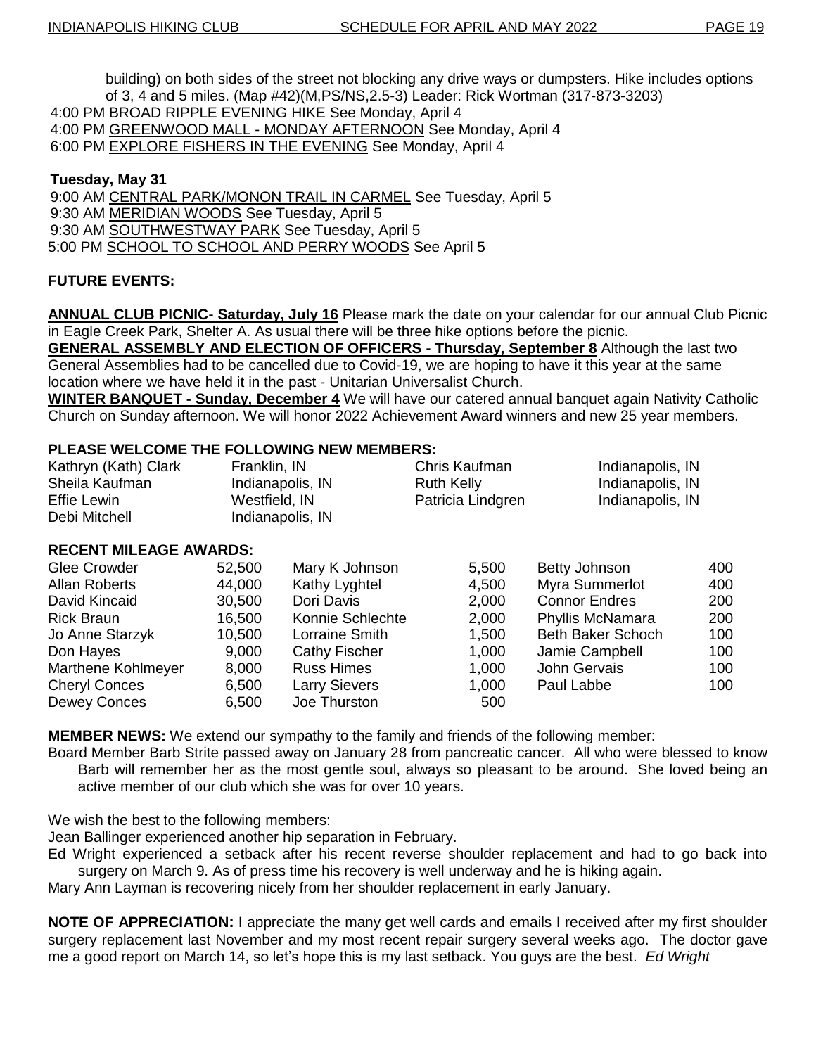building) on both sides of the street not blocking any drive ways or dumpsters. Hike includes options of 3, 4 and 5 miles. (Map #42)(M,PS/NS,2.5-3) Leader: Rick Wortman (317-873-3203)

4:00 PM BROAD RIPPLE EVENING HIKE See Monday, April 4

4:00 PM GREENWOOD MALL - MONDAY AFTERNOON See Monday, April 4

6:00 PM EXPLORE FISHERS IN THE EVENING See Monday, April 4

**Tuesday, May 31**

9:00 AM CENTRAL PARK/MONON TRAIL IN CARMEL See Tuesday, April 5

9:30 AM MERIDIAN WOODS See Tuesday, April 5

9:30 AM SOUTHWESTWAY PARK See Tuesday, April 5

5:00 PM SCHOOL TO SCHOOL AND PERRY WOODS See April 5

**FUTURE EVENTS:**

**ANNUAL CLUB PICNIC- Saturday, July 16** Please mark the date on your calendar for our annual Club Picnic in Eagle Creek Park, Shelter A. As usual there will be three hike options before the picnic.

**GENERAL ASSEMBLY AND ELECTION OF OFFICERS - Thursday, September 8** Although the last two General Assemblies had to be cancelled due to Covid-19, we are hoping to have it this year at the same location where we have held it in the past - Unitarian Universalist Church.

**WINTER BANQUET - Sunday, December 4** We will have our catered annual banquet again Nativity Catholic Church on Sunday afternoon. We will honor 2022 Achievement Award winners and new 25 year members.

**PLEASE WELCOME THE FOLLOWING NEW MEMBERS:**

| | | | |
|---|---|---|---|
| Kathryn (Kath) Clark | Franklin, IN | Chris Kaufman | Indianapolis, IN |
| Sheila Kaufman | Indianapolis, IN | Ruth Kelly | Indianapolis, IN |
| Effie Lewin | Westfield, IN | Patricia Lindgren | Indianapolis, IN |
| Debi Mitchell | Indianapolis, IN | | |

**RECENT MILEAGE AWARDS:**

| | | | | | |
|---|---|---|---|---|---|
| Glee Crowder | 52,500 | Mary K Johnson | 5,500 | Betty Johnson | 400 |
| Allan Roberts | 44,000 | Kathy Lyghtel | 4,500 | Myra Summerlot | 400 |
| David Kincaid | 30,500 | Dori Davis | 2,000 | Connor Endres | 200 |
| Rick Braun | 16,500 | Konnie Schlechte | 2,000 | Phyllis McNamara | 200 |
| Jo Anne Starzyk | 10,500 | Lorraine Smith | 1,500 | Beth Baker Schoch | 100 |
| Don Hayes | 9,000 | Cathy Fischer | 1,000 | Jamie Campbell | 100 |
| Marthene Kohlmeyer | 8,000 | Russ Himes | 1,000 | John Gervais | 100 |
| Cheryl Conces | 6,500 | Larry Sievers | 1,000 | Paul Labbe | 100 |
| Dewey Conces | 6,500 | Joe Thurston | 500 | | |

**MEMBER NEWS:** We extend our sympathy to the family and friends of the following member:

Board Member Barb Strite passed away on January 28 from pancreatic cancer. All who were blessed to know Barb will remember her as the most gentle soul, always so pleasant to be around. She loved being an active member of our club which she was for over 10 years.

We wish the best to the following members:

Jean Ballinger experienced another hip separation in February.

Ed Wright experienced a setback after his recent reverse shoulder replacement and had to go back into surgery on March 9. As of press time his recovery is well underway and he is hiking again.

Mary Ann Layman is recovering nicely from her shoulder replacement in early January.

**NOTE OF APPRECIATION:** I appreciate the many get well cards and emails I received after my first shoulder surgery replacement last November and my most recent repair surgery several weeks ago. The doctor gave me a good report on March 14, so let's hope this is my last setback. You guys are the best. *Ed Wright*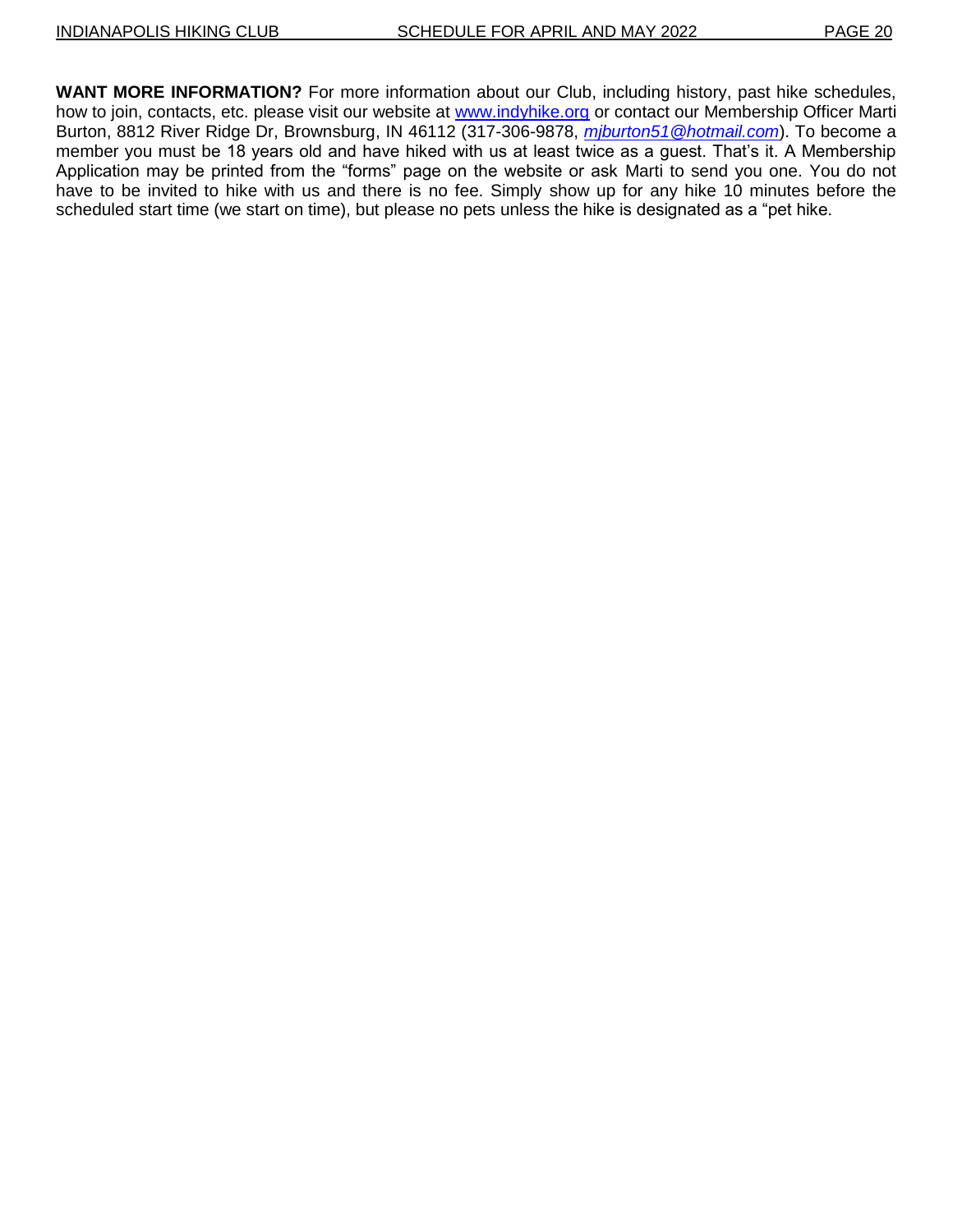**WANT MORE INFORMATION?** For more information about our Club, including history, past hike schedules, how to join, contacts, etc. please visit our website at www.indyhike.org or contact our Membership Officer Marti Burton, 8812 River Ridge Dr, Brownsburg, IN 46112 (317-306-9878, *mjburton51@hotmail.com*). To become a member you must be 18 years old and have hiked with us at least twice as a guest. That's it. A Membership Application may be printed from the "forms" page on the website or ask Marti to send you one. You do not have to be invited to hike with us and there is no fee. Simply show up for any hike 10 minutes before the scheduled start time (we start on time), but please no pets unless the hike is designated as a "pet hike.